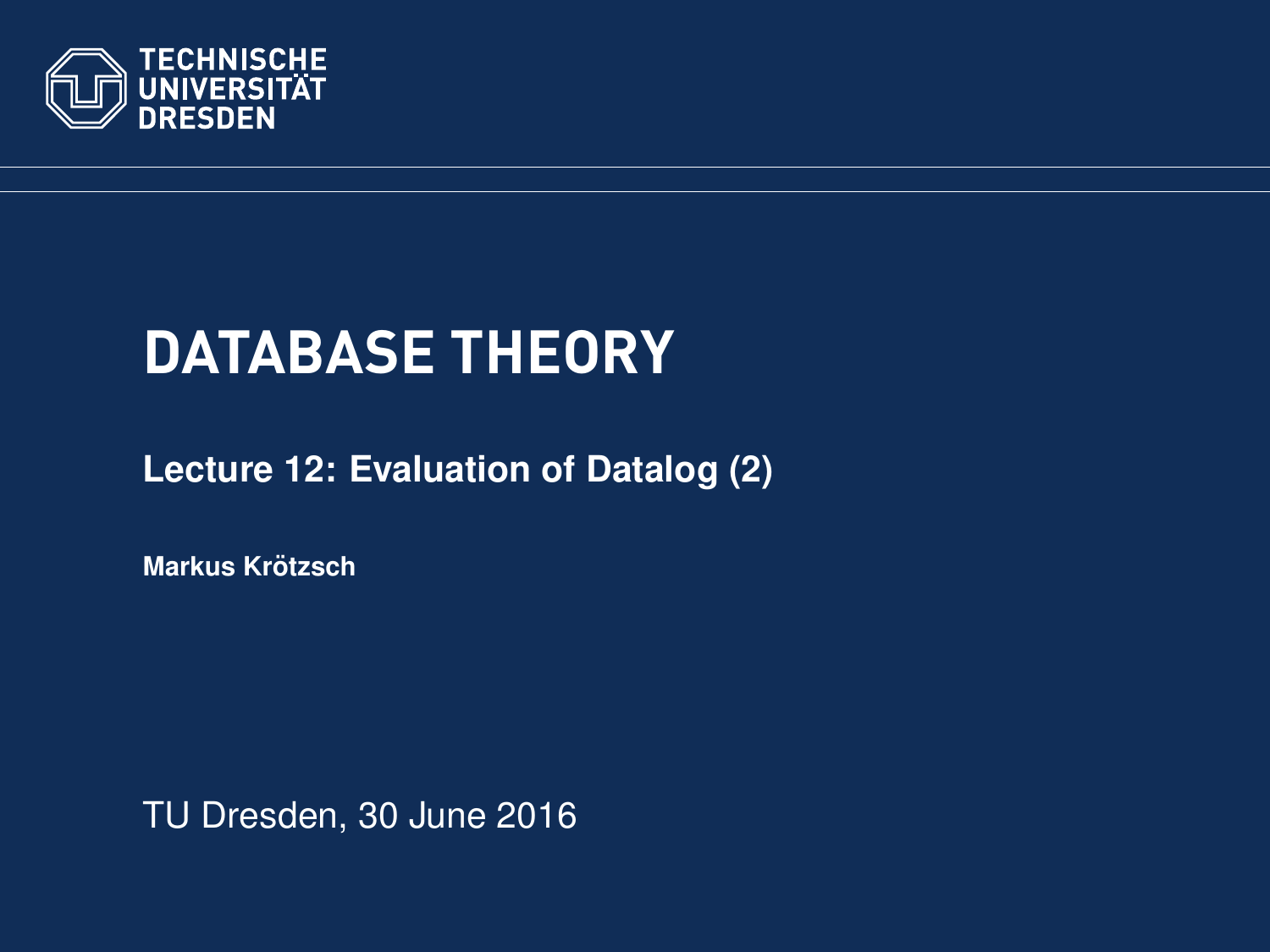TECHNISCHE UNIVERSITÄT DRESDEN

# DATABASE THEORY

## Lecture 12: Evaluation of Datalog (2)

**Markus Krötzsch**

TU Dresden, 30 June 2016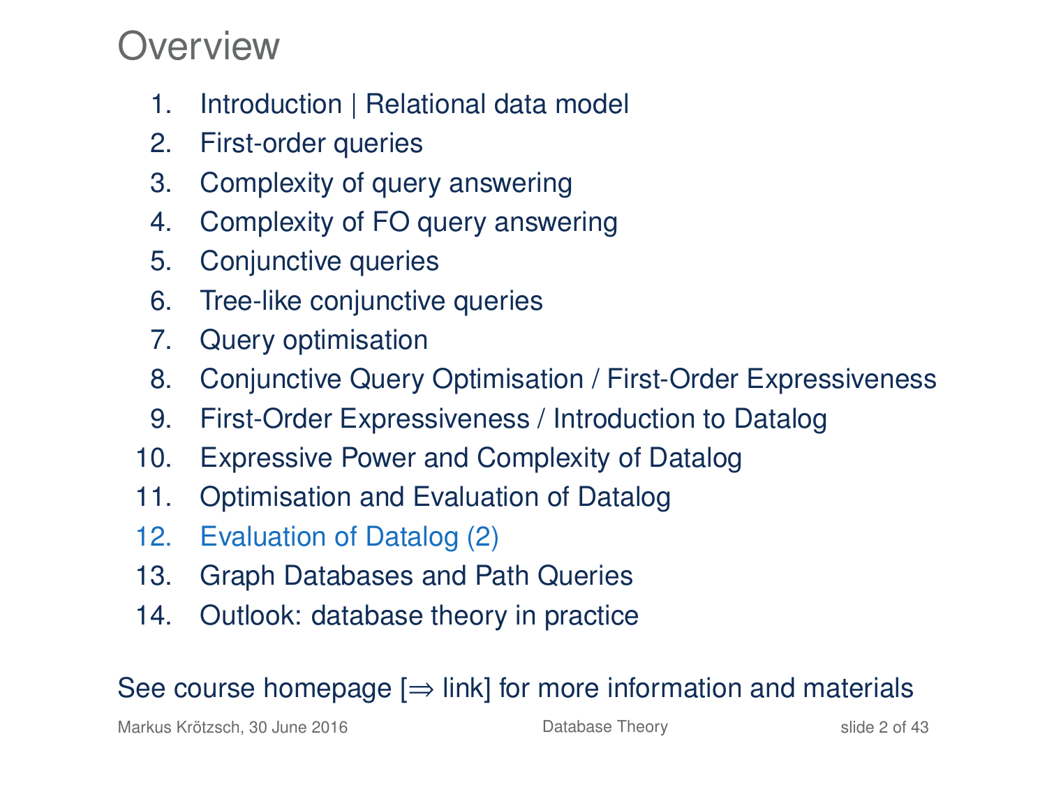# Overview

1. Introduction | Relational data model
2. First-order queries
3. Complexity of query answering
4. Complexity of FO query answering
5. Conjunctive queries
6. Tree-like conjunctive queries
7. Query optimisation
8. Conjunctive Query Optimisation / First-Order Expressiveness
9. First-Order Expressiveness / Introduction to Datalog
10. Expressive Power and Complexity of Datalog
11. Optimisation and Evaluation of Datalog
12. Evaluation of Datalog (2)
13. Graph Databases and Path Queries
14. Outlook: database theory in practice

See course homepage [⇒ link] for more information and materials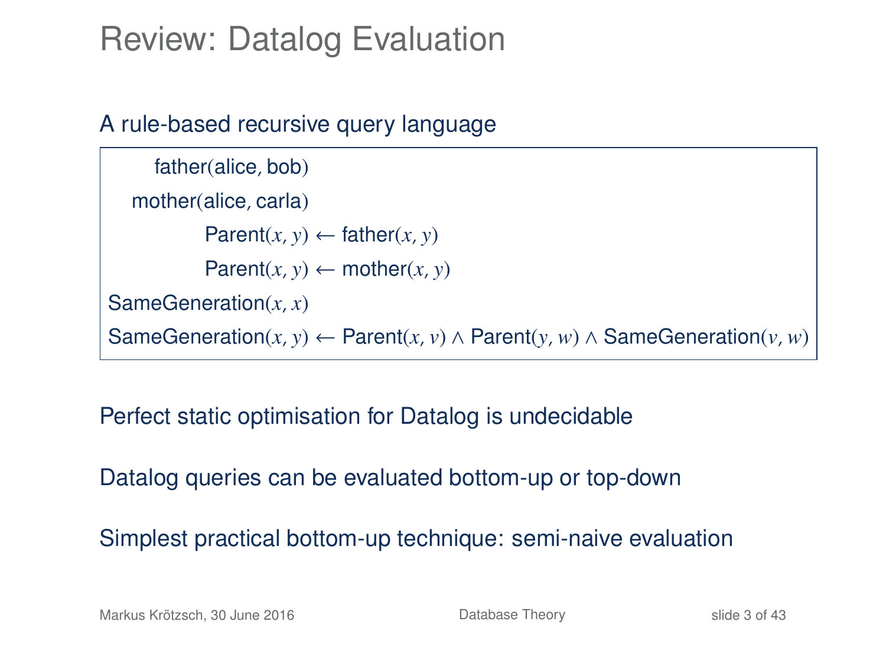# Review: Datalog Evaluation

A rule-based recursive query language

$$
\begin{aligned}
\text{father}(\text{alice}, \text{bob}) & \\
\text{mother}(\text{alice}, \text{carla}) & \\
\text{Parent}(x, y) &\leftarrow \text{father}(x, y) \\
\text{Parent}(x, y) &\leftarrow \text{mother}(x, y) \\
\text{SameGeneration}(x, x) & \\
\text{SameGeneration}(x, y) &\leftarrow \text{Parent}(x, v) \wedge \text{Parent}(y, w) \wedge \text{SameGeneration}(v, w)
\end{aligned}
$$

Perfect static optimisation for Datalog is undecidable

Datalog queries can be evaluated bottom-up or top-down

Simplest practical bottom-up technique: semi-naive evaluation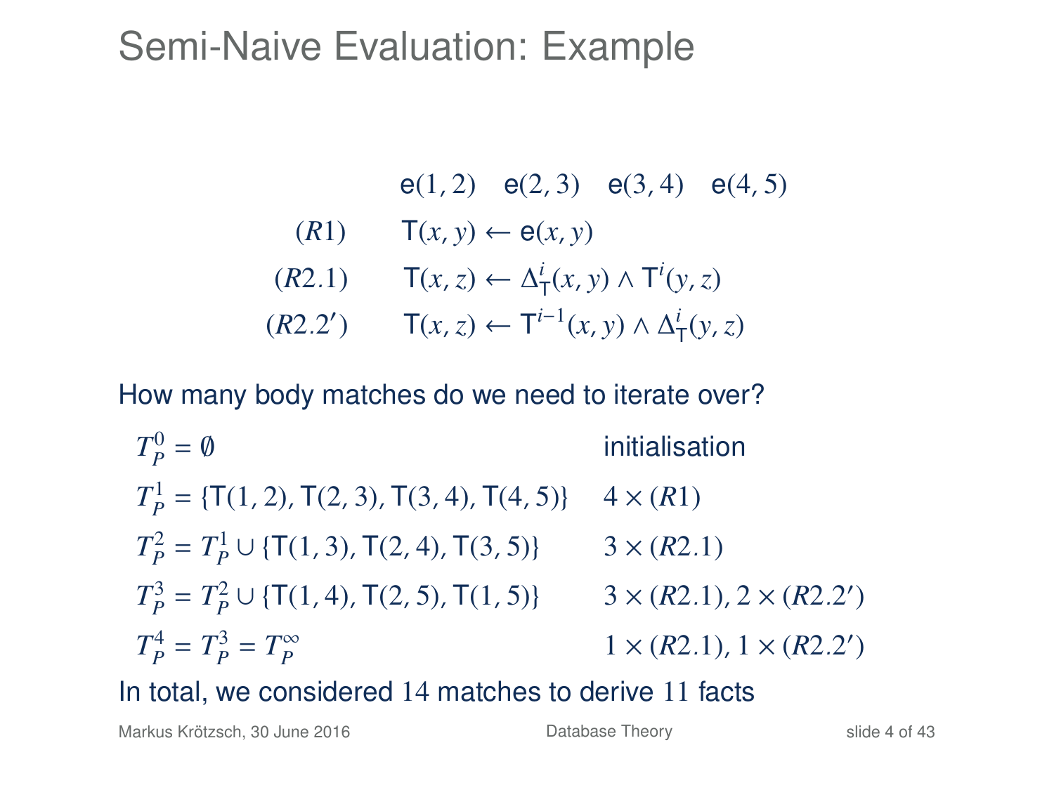# Semi-Naive Evaluation: Example

$$\mathsf{e}(1,2) \quad \mathsf{e}(2,3) \quad \mathsf{e}(3,4) \quad \mathsf{e}(4,5)$$

$$(R1) \qquad \mathsf{T}(x,y) \leftarrow \mathsf{e}(x,y)$$

$$(R2.1) \qquad \mathsf{T}(x,z) \leftarrow \Delta^i_{\mathsf{T}}(x,y) \wedge \mathsf{T}^i(y,z)$$

$$(R2.2') \qquad \mathsf{T}(x,z) \leftarrow \mathsf{T}^{i-1}(x,y) \wedge \Delta^i_{\mathsf{T}}(y,z)$$

How many body matches do we need to iterate over?

| | |
|---|---|
| $T^0_P = \emptyset$ | initialisation |
| $T^1_P = \{\mathsf{T}(1,2), \mathsf{T}(2,3), \mathsf{T}(3,4), \mathsf{T}(4,5)\}$ | $4 \times (R1)$ |
| $T^2_P = T^1_P \cup \{\mathsf{T}(1,3), \mathsf{T}(2,4), \mathsf{T}(3,5)\}$ | $3 \times (R2.1)$ |
| $T^3_P = T^2_P \cup \{\mathsf{T}(1,4), \mathsf{T}(2,5), \mathsf{T}(1,5)\}$ | $3 \times (R2.1), 2 \times (R2.2')$ |
| $T^4_P = T^3_P = T^\infty_P$ | $1 \times (R2.1), 1 \times (R2.2')$ |

In total, we considered $14$ matches to derive $11$ facts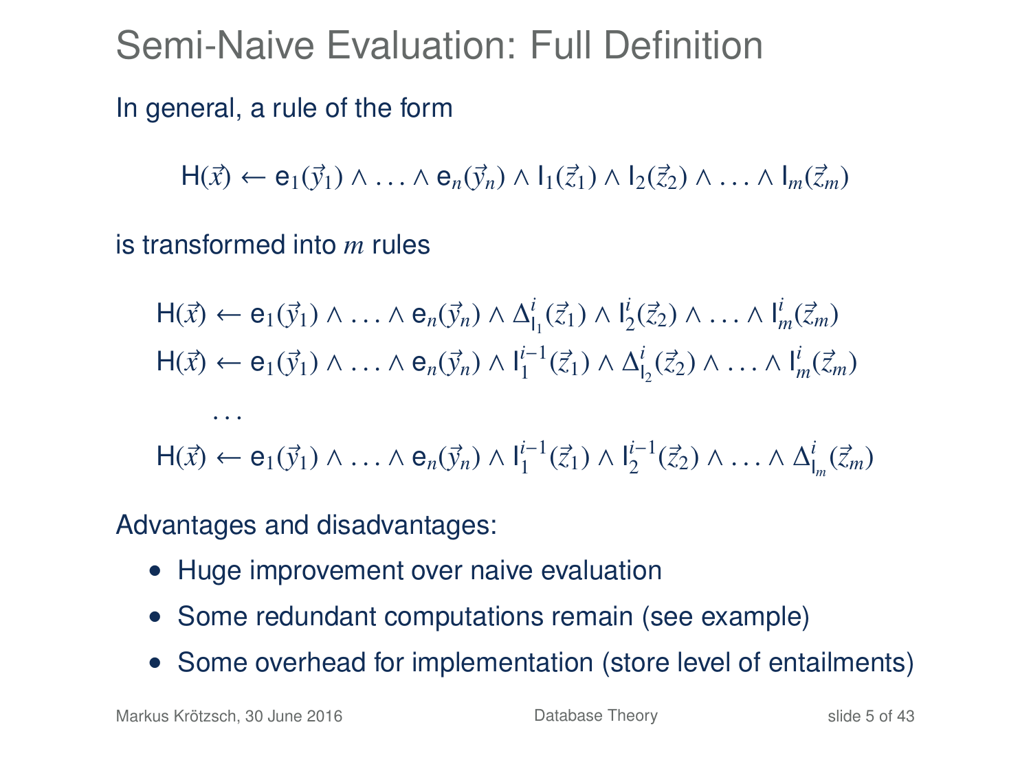# Semi-Naive Evaluation: Full Definition

In general, a rule of the form

$$\mathsf{H}(\vec{x}) \leftarrow \mathsf{e}_1(\vec{y}_1) \wedge \ldots \wedge \mathsf{e}_n(\vec{y}_n) \wedge \mathsf{I}_1(\vec{z}_1) \wedge \mathsf{I}_2(\vec{z}_2) \wedge \ldots \wedge \mathsf{I}_m(\vec{z}_m)$$

is transformed into $m$ rules

$$\mathsf{H}(\vec{x}) \leftarrow \mathsf{e}_1(\vec{y}_1) \wedge \ldots \wedge \mathsf{e}_n(\vec{y}_n) \wedge \Delta^i_{\mathsf{I}_1}(\vec{z}_1) \wedge \mathsf{I}^i_2(\vec{z}_2) \wedge \ldots \wedge \mathsf{I}^i_m(\vec{z}_m)$$

$$\mathsf{H}(\vec{x}) \leftarrow \mathsf{e}_1(\vec{y}_1) \wedge \ldots \wedge \mathsf{e}_n(\vec{y}_n) \wedge \mathsf{I}^{i-1}_1(\vec{z}_1) \wedge \Delta^i_{\mathsf{I}_2}(\vec{z}_2) \wedge \ldots \wedge \mathsf{I}^i_m(\vec{z}_m)$$

$$\ldots$$

$$\mathsf{H}(\vec{x}) \leftarrow \mathsf{e}_1(\vec{y}_1) \wedge \ldots \wedge \mathsf{e}_n(\vec{y}_n) \wedge \mathsf{I}^{i-1}_1(\vec{z}_1) \wedge \mathsf{I}^{i-1}_2(\vec{z}_2) \wedge \ldots \wedge \Delta^i_{\mathsf{I}_m}(\vec{z}_m)$$

Advantages and disadvantages:

- Huge improvement over naive evaluation
- Some redundant computations remain (see example)
- Some overhead for implementation (store level of entailments)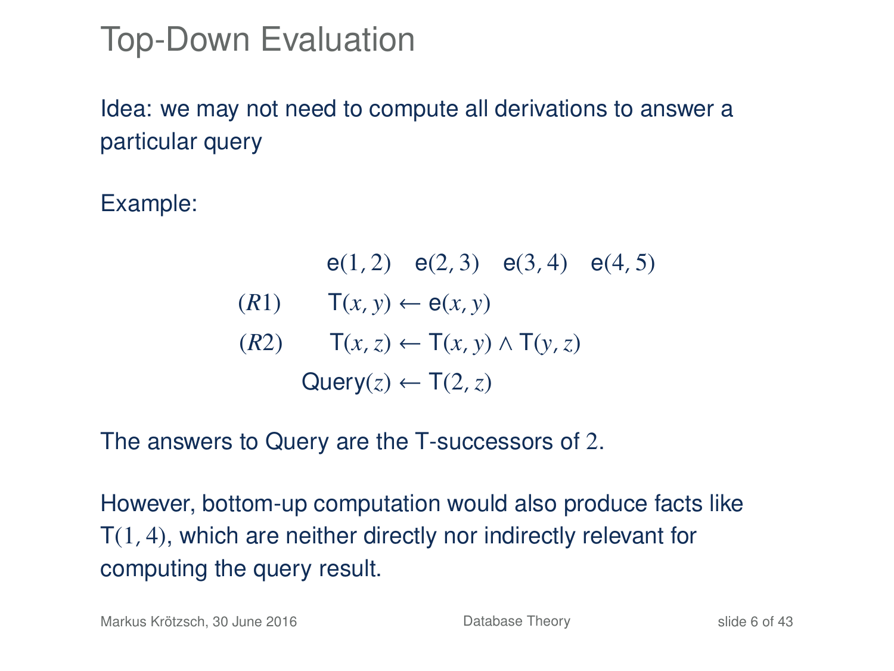# Top-Down Evaluation

Idea: we may not need to compute all derivations to answer a particular query

Example:

$$\mathsf{e}(1,2) \quad \mathsf{e}(2,3) \quad \mathsf{e}(3,4) \quad \mathsf{e}(4,5)$$

$$(R1) \qquad \mathsf{T}(x,y) \leftarrow \mathsf{e}(x,y)$$

$$(R2) \qquad \mathsf{T}(x,z) \leftarrow \mathsf{T}(x,y) \wedge \mathsf{T}(y,z)$$

$$\mathsf{Query}(z) \leftarrow \mathsf{T}(2,z)$$

The answers to Query are the T-successors of $2$.

However, bottom-up computation would also produce facts like $\mathsf{T}(1,4)$, which are neither directly nor indirectly relevant for computing the query result.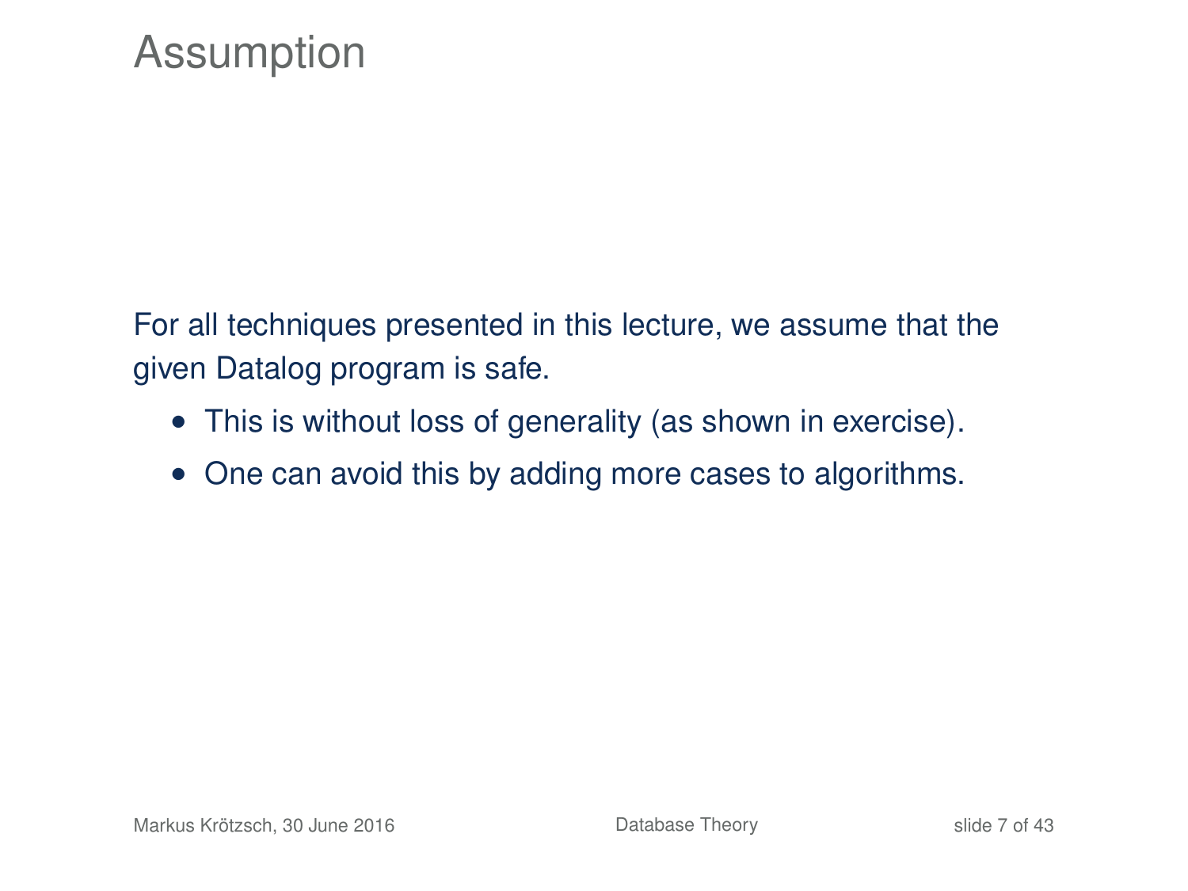# Assumption

For all techniques presented in this lecture, we assume that the given Datalog program is safe.

- This is without loss of generality (as shown in exercise).
- One can avoid this by adding more cases to algorithms.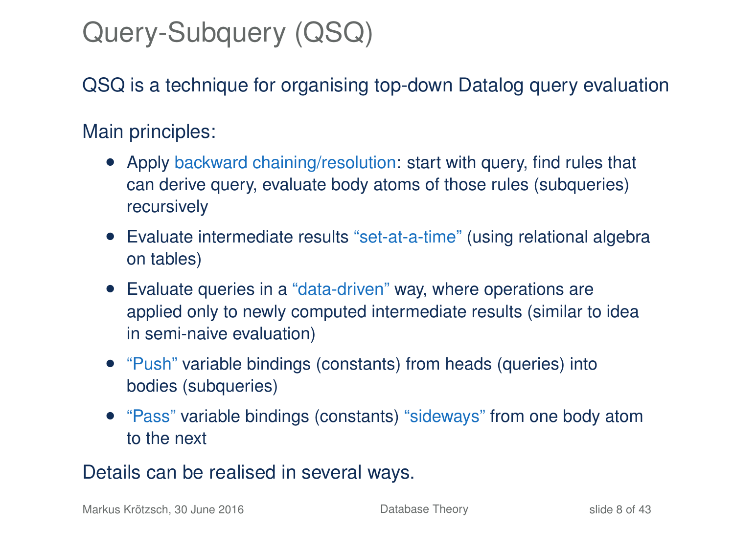# Query-Subquery (QSQ)

QSQ is a technique for organising top-down Datalog query evaluation

Main principles:

- Apply backward chaining/resolution: start with query, find rules that can derive query, evaluate body atoms of those rules (subqueries) recursively
- Evaluate intermediate results "set-at-a-time" (using relational algebra on tables)
- Evaluate queries in a "data-driven" way, where operations are applied only to newly computed intermediate results (similar to idea in semi-naive evaluation)
- "Push" variable bindings (constants) from heads (queries) into bodies (subqueries)
- "Pass" variable bindings (constants) "sideways" from one body atom to the next

Details can be realised in several ways.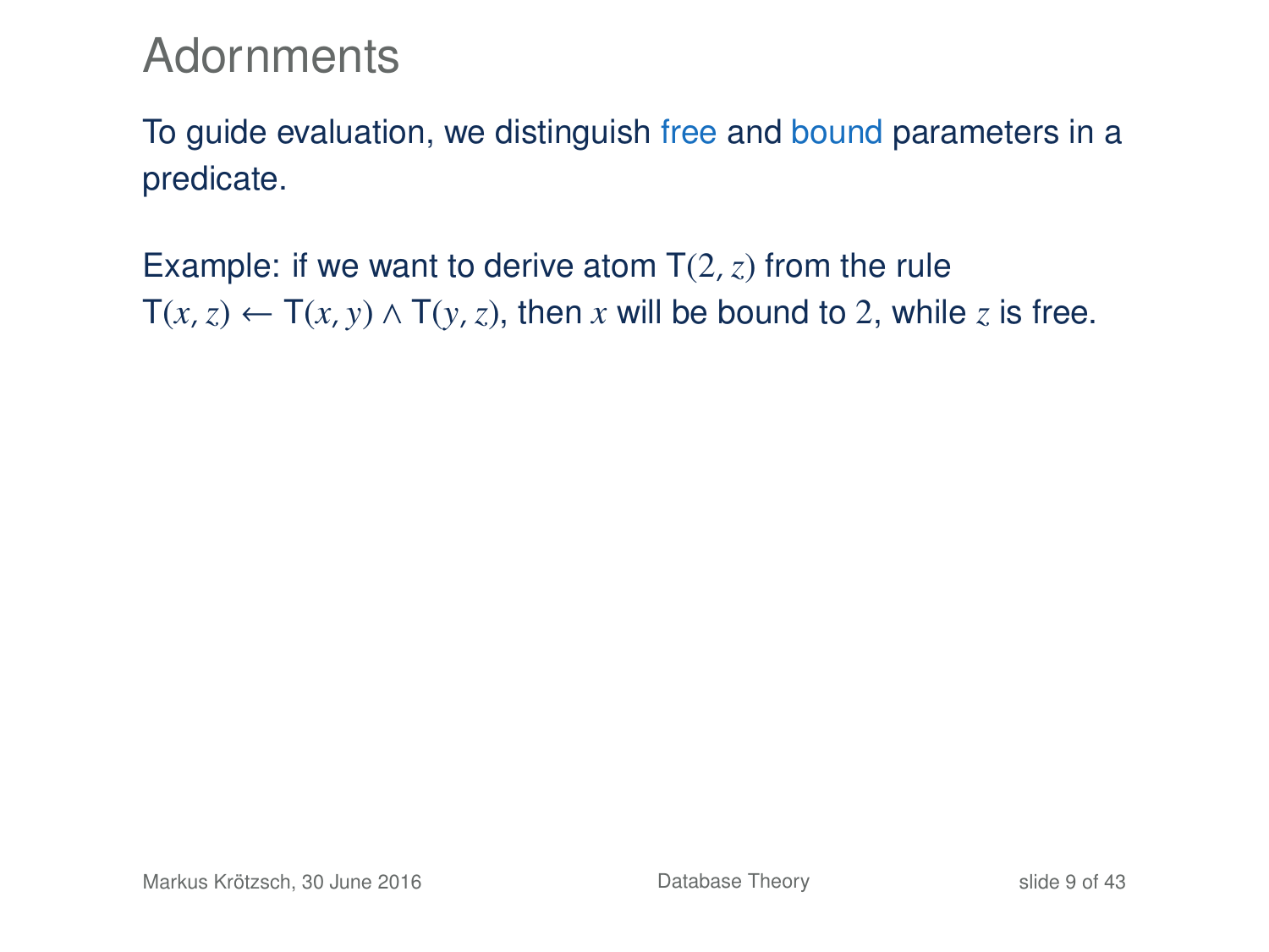# Adornments

To guide evaluation, we distinguish free and bound parameters in a predicate.

Example: if we want to derive atom $\mathsf{T}(2, z)$ from the rule $\mathsf{T}(x, z) \leftarrow \mathsf{T}(x, y) \wedge \mathsf{T}(y, z)$, then $x$ will be bound to $2$, while $z$ is free.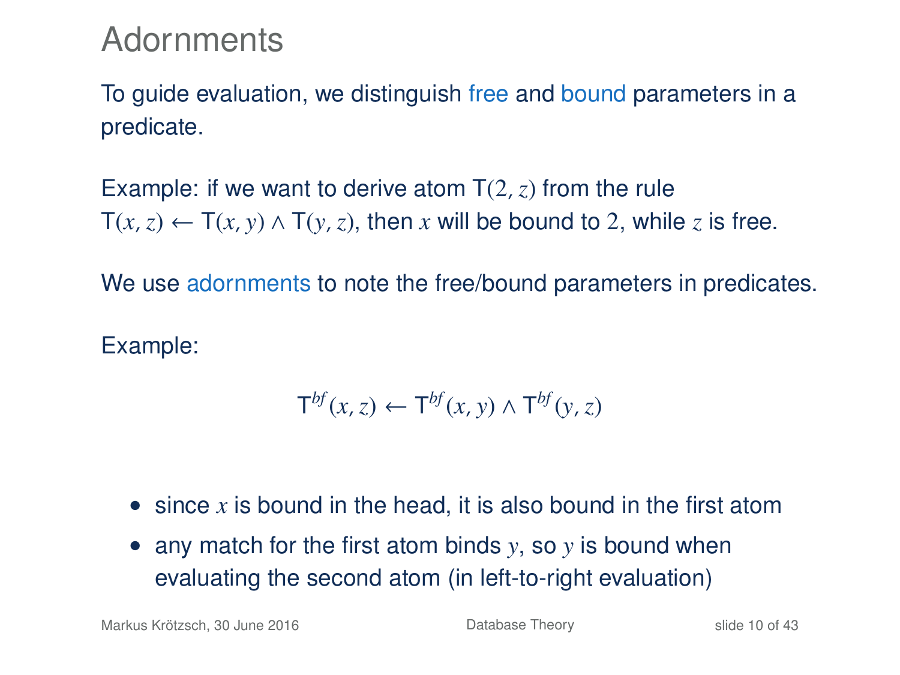# Adornments

To guide evaluation, we distinguish free and bound parameters in a predicate.

Example: if we want to derive atom $\mathsf{T}(2, z)$ from the rule $\mathsf{T}(x, z) \leftarrow \mathsf{T}(x, y) \wedge \mathsf{T}(y, z)$, then $x$ will be bound to $2$, while $z$ is free.

We use adornments to note the free/bound parameters in predicates.

Example:

$$\mathsf{T}^{bf}(x, z) \leftarrow \mathsf{T}^{bf}(x, y) \wedge \mathsf{T}^{bf}(y, z)$$

- since $x$ is bound in the head, it is also bound in the first atom
- any match for the first atom binds $y$, so $y$ is bound when evaluating the second atom (in left-to-right evaluation)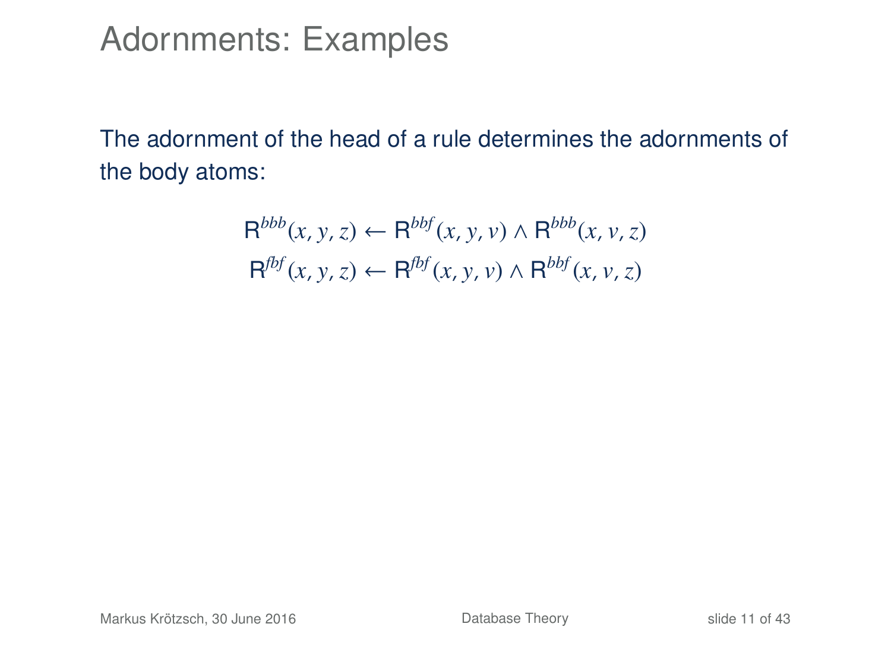# Adornments: Examples

The adornment of the head of a rule determines the adornments of the body atoms:

$$\mathsf{R}^{bbb}(x, y, z) \leftarrow \mathsf{R}^{bbf}(x, y, v) \wedge \mathsf{R}^{bbb}(x, v, z)$$

$$\mathsf{R}^{fbf}(x, y, z) \leftarrow \mathsf{R}^{fbf}(x, y, v) \wedge \mathsf{R}^{bbf}(x, v, z)$$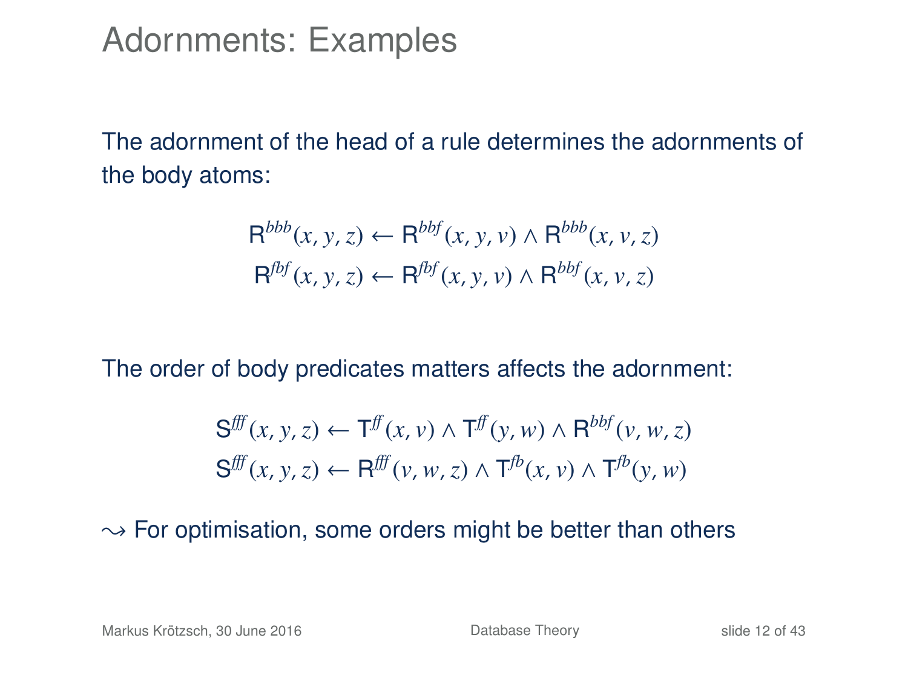# Adornments: Examples

The adornment of the head of a rule determines the adornments of the body atoms:

$$\mathsf{R}^{bbb}(x, y, z) \leftarrow \mathsf{R}^{bbf}(x, y, v) \wedge \mathsf{R}^{bbb}(x, v, z)$$
$$\mathsf{R}^{fbf}(x, y, z) \leftarrow \mathsf{R}^{fbf}(x, y, v) \wedge \mathsf{R}^{bbf}(x, v, z)$$

The order of body predicates matters affects the adornment:

$$\mathsf{S}^{fff}(x, y, z) \leftarrow \mathsf{T}^{ff}(x, v) \wedge \mathsf{T}^{ff}(y, w) \wedge \mathsf{R}^{bbf}(v, w, z)$$
$$\mathsf{S}^{fff}(x, y, z) \leftarrow \mathsf{R}^{fff}(v, w, z) \wedge \mathsf{T}^{fb}(x, v) \wedge \mathsf{T}^{fb}(y, w)$$

$\leadsto$ For optimisation, some orders might be better than others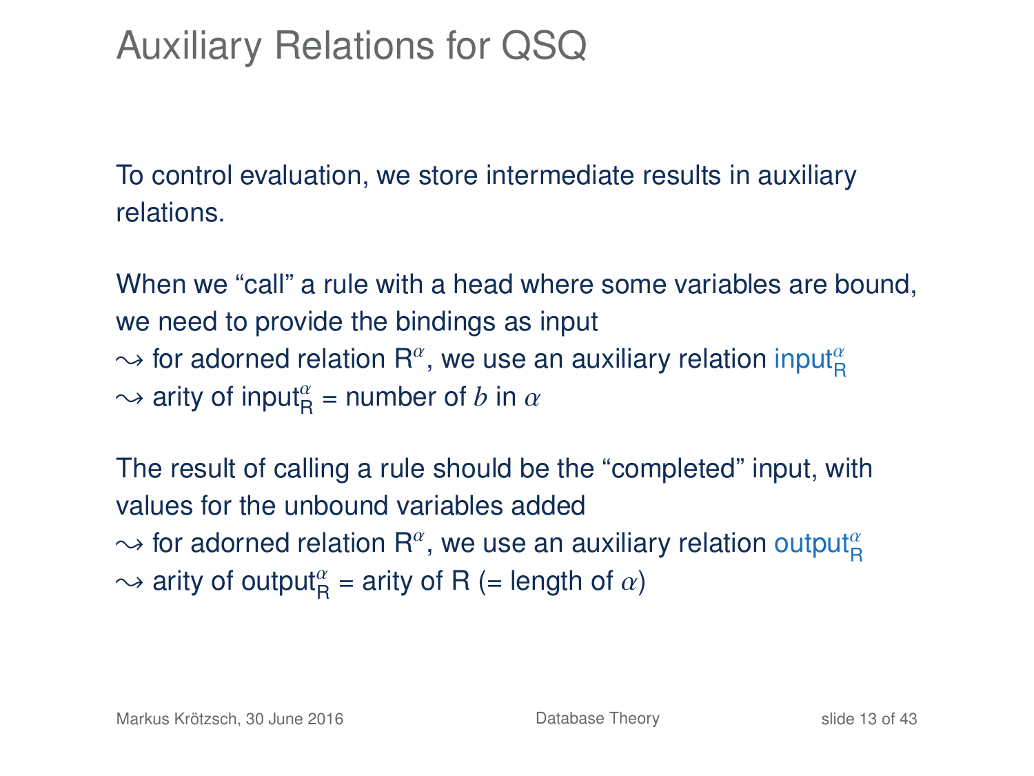# Auxiliary Relations for QSQ

To control evaluation, we store intermediate results in auxiliary relations.

When we "call" a rule with a head where some variables are bound, we need to provide the bindings as input

$\leadsto$ for adorned relation $\mathsf{R}^{\alpha}$, we use an auxiliary relation $\mathsf{input}^{\alpha}_{\mathsf{R}}$

$\leadsto$ arity of $\mathsf{input}^{\alpha}_{\mathsf{R}}$ = number of $b$ in $\alpha$

The result of calling a rule should be the "completed" input, with values for the unbound variables added

$\leadsto$ for adorned relation $\mathsf{R}^{\alpha}$, we use an auxiliary relation $\mathsf{output}^{\alpha}_{\mathsf{R}}$

$\leadsto$ arity of $\mathsf{output}^{\alpha}_{\mathsf{R}}$ = arity of R (= length of $\alpha$)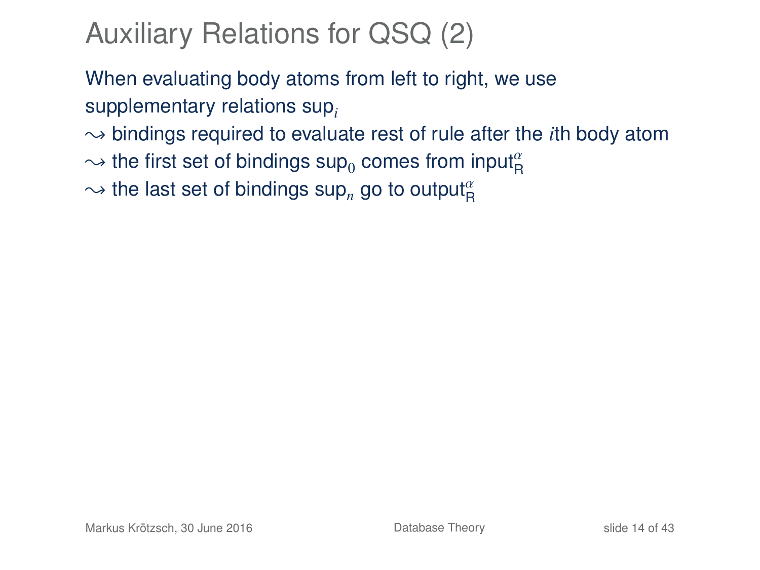# Auxiliary Relations for QSQ (2)

When evaluating body atoms from left to right, we use supplementary relations $\mathsf{sup}_i$

$\rightsquigarrow$ bindings required to evaluate rest of rule after the $i$th body atom

$\rightsquigarrow$ the first set of bindings $\mathsf{sup}_0$ comes from $\mathsf{input}_{\mathsf{R}}^{\alpha}$

$\rightsquigarrow$ the last set of bindings $\mathsf{sup}_n$ go to $\mathsf{output}_{\mathsf{R}}^{\alpha}$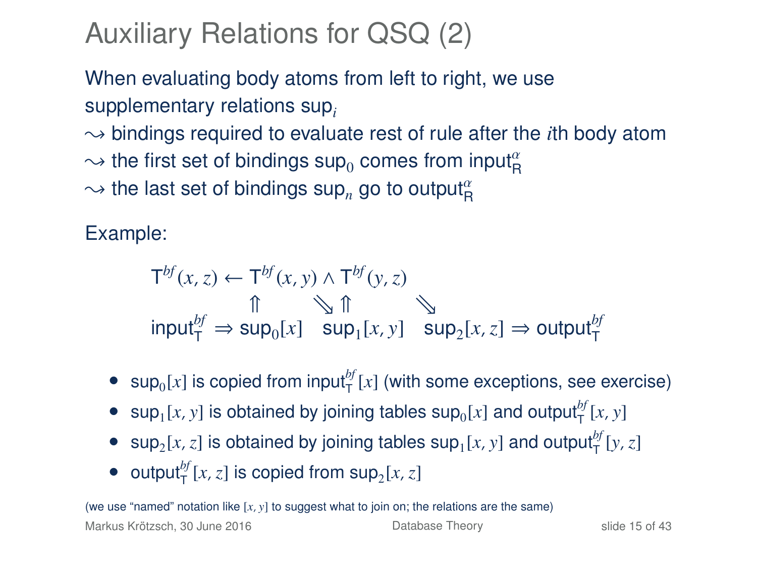# Auxiliary Relations for QSQ (2)

When evaluating body atoms from left to right, we use supplementary relations $\mathsf{sup}_i$

$\leadsto$ bindings required to evaluate rest of rule after the $i$th body atom

$\leadsto$ the first set of bindings $\mathsf{sup}_0$ comes from $\mathsf{input}^{\alpha}_{\mathsf{R}}$

$\leadsto$ the last set of bindings $\mathsf{sup}_n$ go to $\mathsf{output}^{\alpha}_{\mathsf{R}}$

Example:

$$
\begin{array}{ccccccc}
\mathsf{T}^{bf}(x,z) \leftarrow & \mathsf{T}^{bf}(x,y) & \wedge & \mathsf{T}^{bf}(y,z) & & & \\
& \Uparrow & \searrow\Uparrow & & \searrow & & \\
\mathsf{input}^{bf}_{\mathsf{T}} \Rightarrow & \mathsf{sup}_0[x] & & \mathsf{sup}_1[x,y] & & \mathsf{sup}_2[x,z] & \Rightarrow \mathsf{output}^{bf}_{\mathsf{T}}
\end{array}
$$

- $\mathsf{sup}_0[x]$ is copied from $\mathsf{input}^{bf}_{\mathsf{T}}[x]$ (with some exceptions, see exercise)
- $\mathsf{sup}_1[x,y]$ is obtained by joining tables $\mathsf{sup}_0[x]$ and $\mathsf{output}^{bf}_{\mathsf{T}}[x,y]$
- $\mathsf{sup}_2[x,z]$ is obtained by joining tables $\mathsf{sup}_1[x,y]$ and $\mathsf{output}^{bf}_{\mathsf{T}}[y,z]$
- $\mathsf{output}^{bf}_{\mathsf{T}}[x,z]$ is copied from $\mathsf{sup}_2[x,z]$

(we use “named” notation like $[x,y]$ to suggest what to join on; the relations are the same)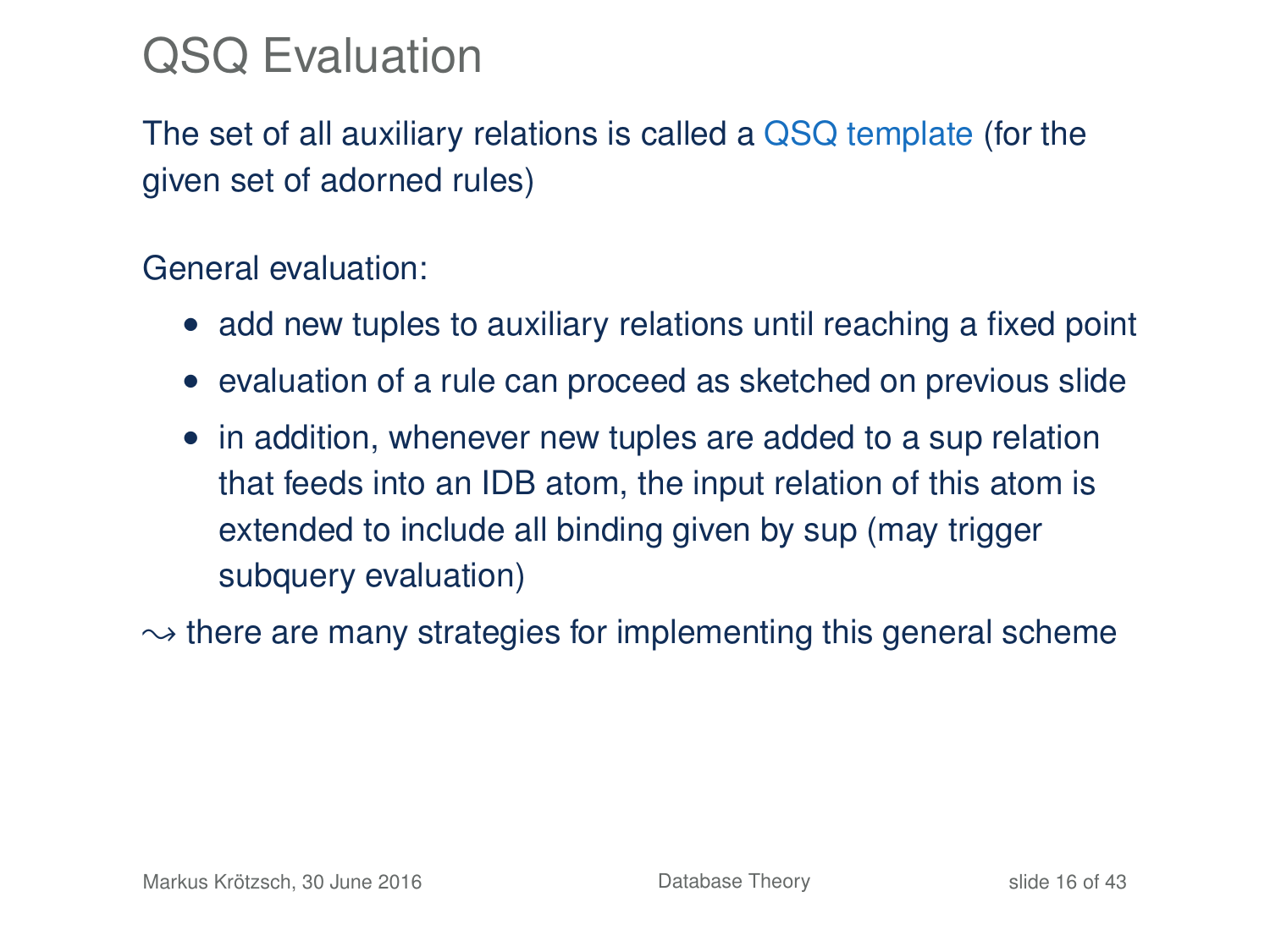# QSQ Evaluation

The set of all auxiliary relations is called a QSQ template (for the given set of adorned rules)

General evaluation:

- add new tuples to auxiliary relations until reaching a fixed point
- evaluation of a rule can proceed as sketched on previous slide
- in addition, whenever new tuples are added to a sup relation that feeds into an IDB atom, the input relation of this atom is extended to include all binding given by sup (may trigger subquery evaluation)

$\leadsto$ there are many strategies for implementing this general scheme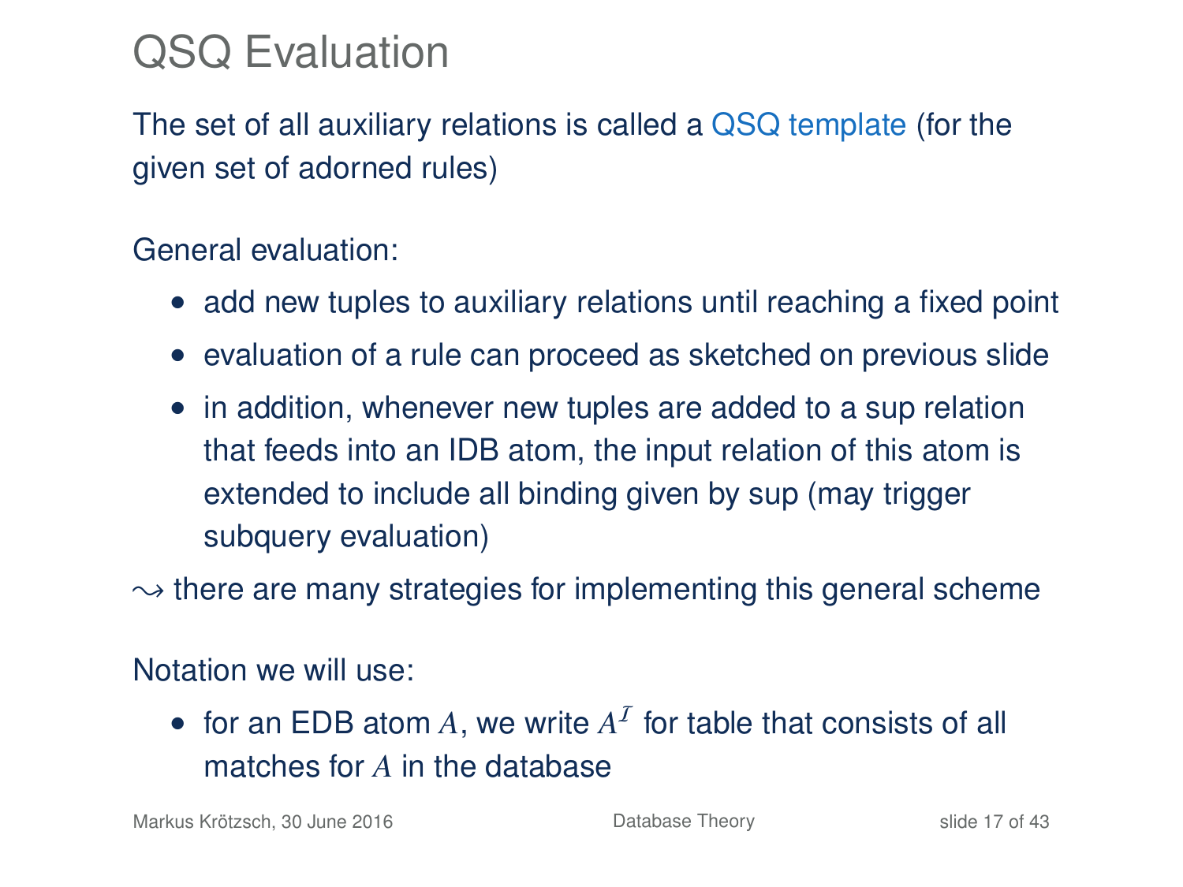# QSQ Evaluation

The set of all auxiliary relations is called a QSQ template (for the given set of adorned rules)

General evaluation:

- add new tuples to auxiliary relations until reaching a fixed point
- evaluation of a rule can proceed as sketched on previous slide
- in addition, whenever new tuples are added to a sup relation that feeds into an IDB atom, the input relation of this atom is extended to include all binding given by sup (may trigger subquery evaluation)

$\leadsto$ there are many strategies for implementing this general scheme

Notation we will use:

- for an EDB atom $A$, we write $A^{\mathcal{I}}$ for table that consists of all matches for $A$ in the database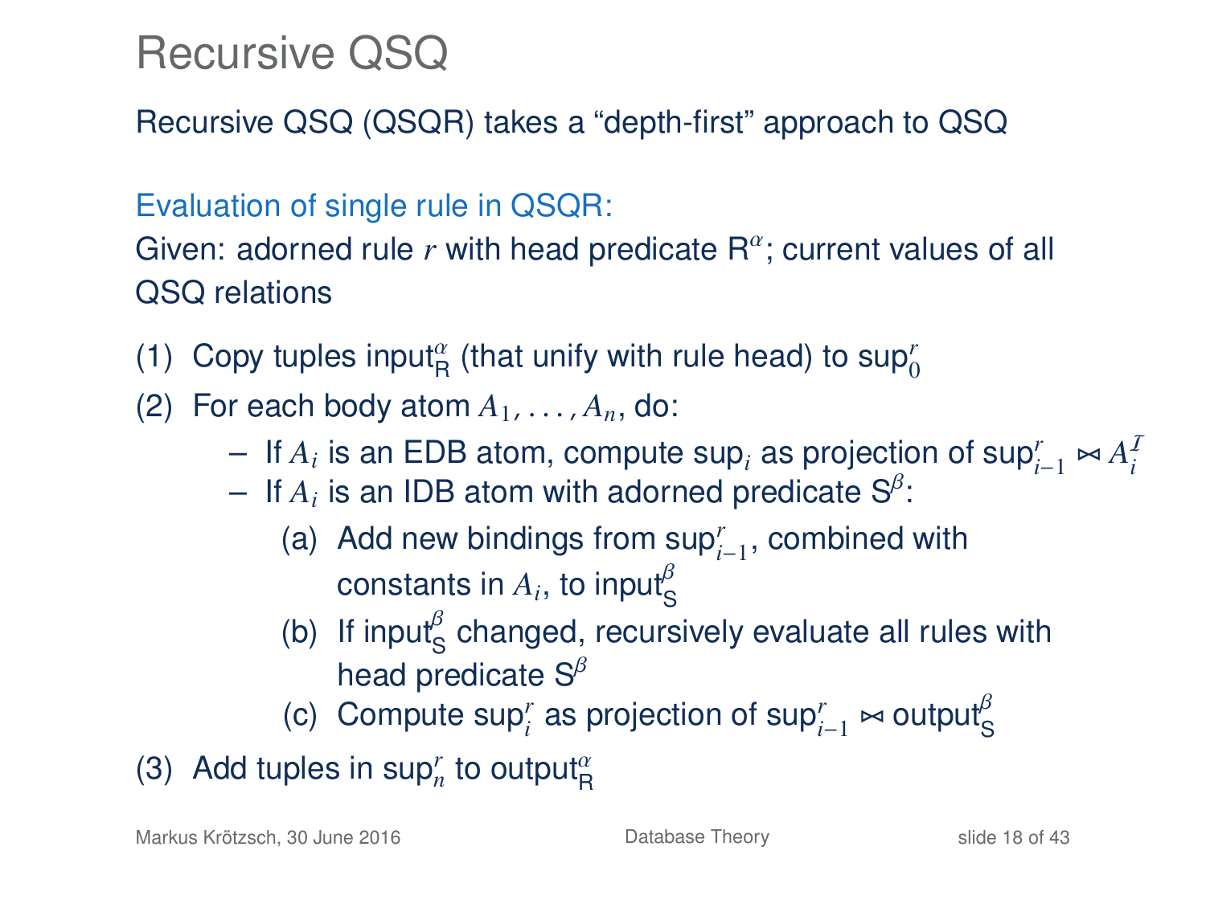# Recursive QSQ

Recursive QSQ (QSQR) takes a "depth-first" approach to QSQ

Evaluation of single rule in QSQR:

Given: adorned rule $r$ with head predicate $\mathsf{R}^\alpha$; current values of all QSQ relations

(1) Copy tuples $\mathsf{input}^\alpha_\mathsf{R}$ (that unify with rule head) to $\mathsf{sup}^r_0$

(2) For each body atom $A_1, \ldots, A_n$, do:

- If $A_i$ is an EDB atom, compute $\mathsf{sup}_i$ as projection of $\mathsf{sup}^r_{i-1} \bowtie A_i^\mathcal{I}$
- If $A_i$ is an IDB atom with adorned predicate $\mathsf{S}^\beta$:
  - (a) Add new bindings from $\mathsf{sup}^r_{i-1}$, combined with constants in $A_i$, to $\mathsf{input}^\beta_\mathsf{S}$
  - (b) If $\mathsf{input}^\beta_\mathsf{S}$ changed, recursively evaluate all rules with head predicate $\mathsf{S}^\beta$
  - (c) Compute $\mathsf{sup}^r_i$ as projection of $\mathsf{sup}^r_{i-1} \bowtie \mathsf{output}^\beta_\mathsf{S}$

(3) Add tuples in $\mathsf{sup}^r_n$ to $\mathsf{output}^\alpha_\mathsf{R}$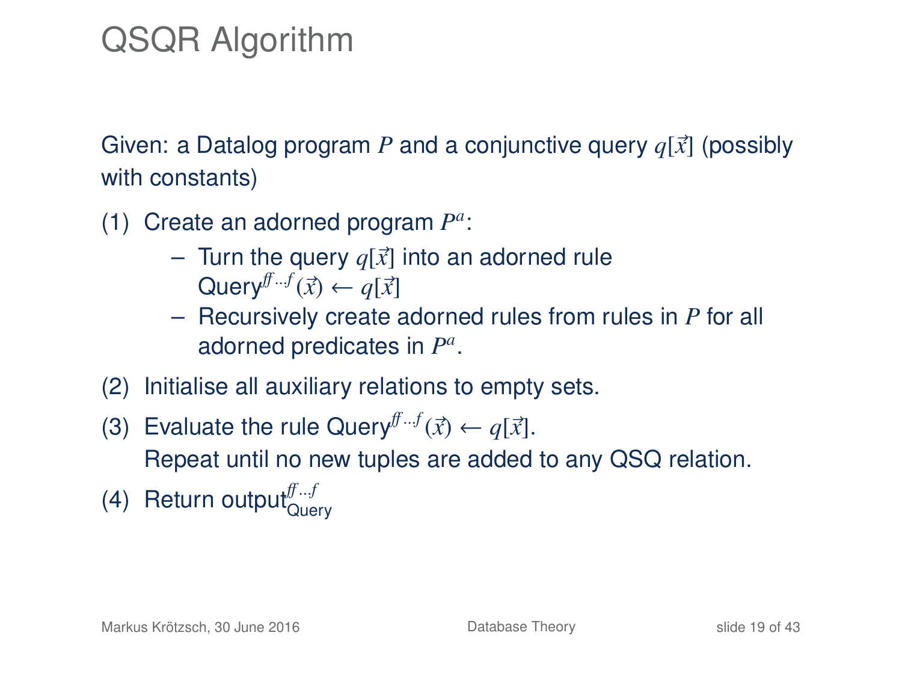# QSQR Algorithm

Given: a Datalog program $P$ and a conjunctive query $q[\vec{x}]$ (possibly with constants)

(1) Create an adorned program $P^a$:
   - Turn the query $q[\vec{x}]$ into an adorned rule $\text{Query}^{ff..f}(\vec{x}) \leftarrow q[\vec{x}]$
   - Recursively create adorned rules from rules in $P$ for all adorned predicates in $P^a$.

(2) Initialise all auxiliary relations to empty sets.

(3) Evaluate the rule $\text{Query}^{ff..f}(\vec{x}) \leftarrow q[\vec{x}]$.
Repeat until no new tuples are added to any QSQ relation.

(4) Return $\text{output}^{ff..f}_{\text{Query}}$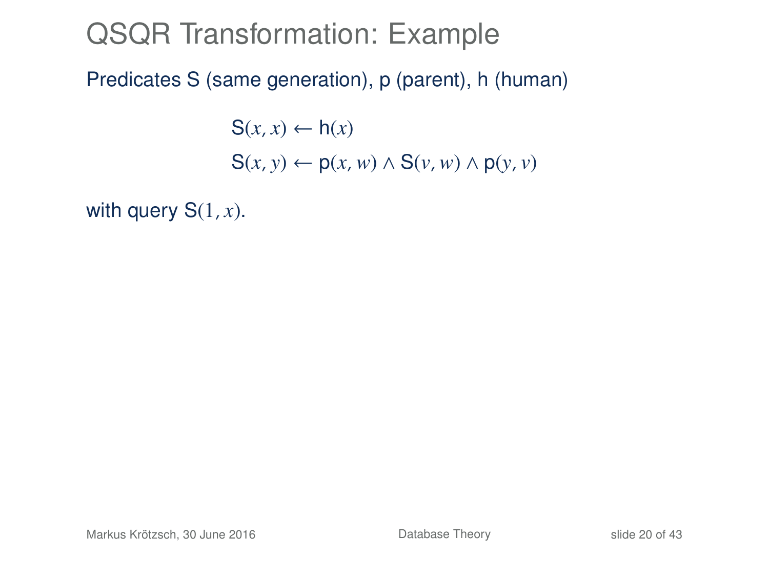# QSQR Transformation: Example

Predicates S (same generation), p (parent), h (human)

$$\mathsf{S}(x, x) \leftarrow \mathsf{h}(x)$$

$$\mathsf{S}(x, y) \leftarrow \mathsf{p}(x, w) \wedge \mathsf{S}(v, w) \wedge \mathsf{p}(y, v)$$

with query $\mathsf{S}(1, x)$.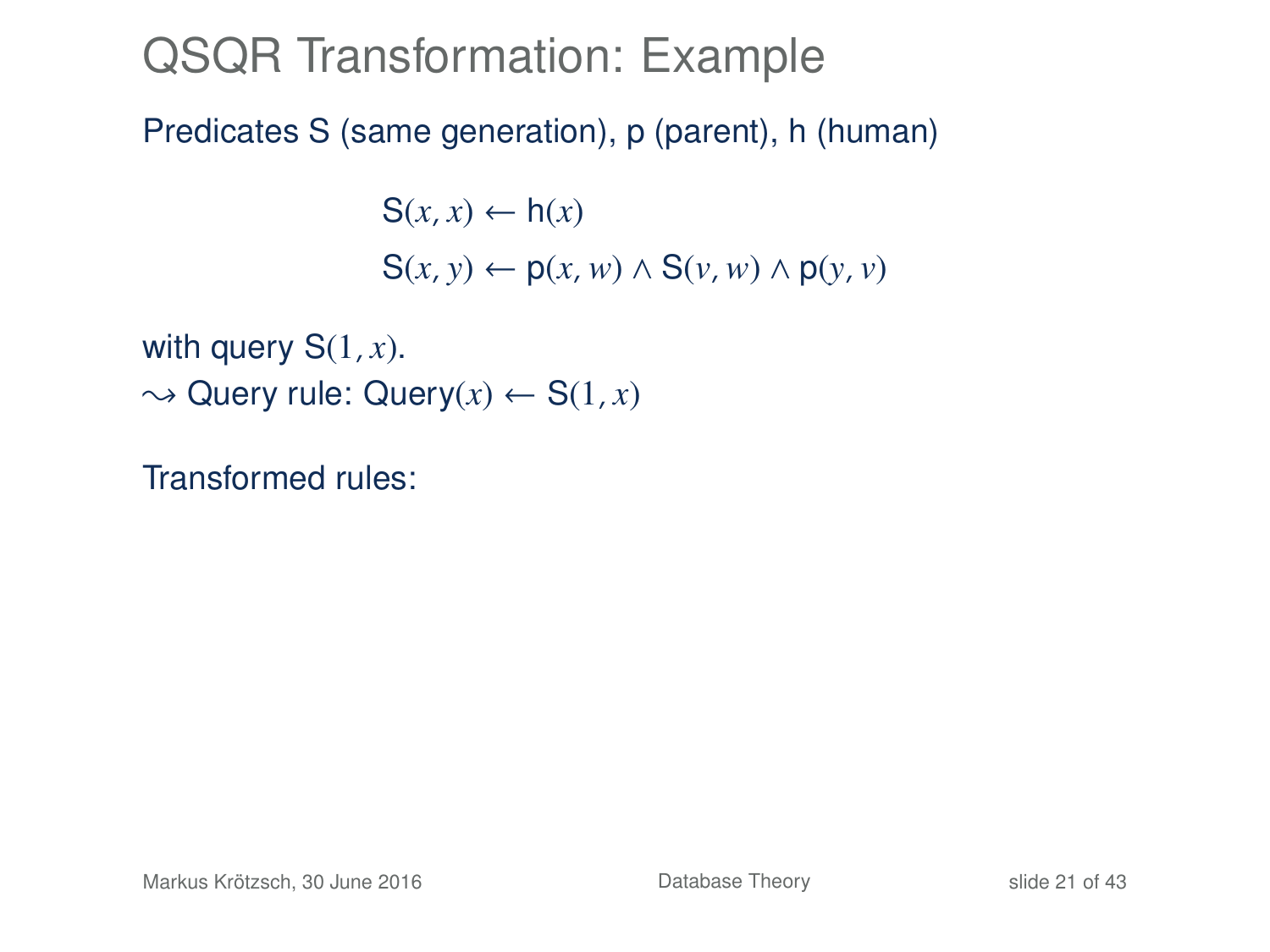# QSQR Transformation: Example

Predicates S (same generation), p (parent), h (human)

$$\mathsf{S}(x, x) \leftarrow \mathsf{h}(x)$$

$$\mathsf{S}(x, y) \leftarrow \mathsf{p}(x, w) \wedge \mathsf{S}(v, w) \wedge \mathsf{p}(y, v)$$

with query $\mathsf{S}(1, x)$.

$\rightsquigarrow$ Query rule: $\mathsf{Query}(x) \leftarrow \mathsf{S}(1, x)$

Transformed rules: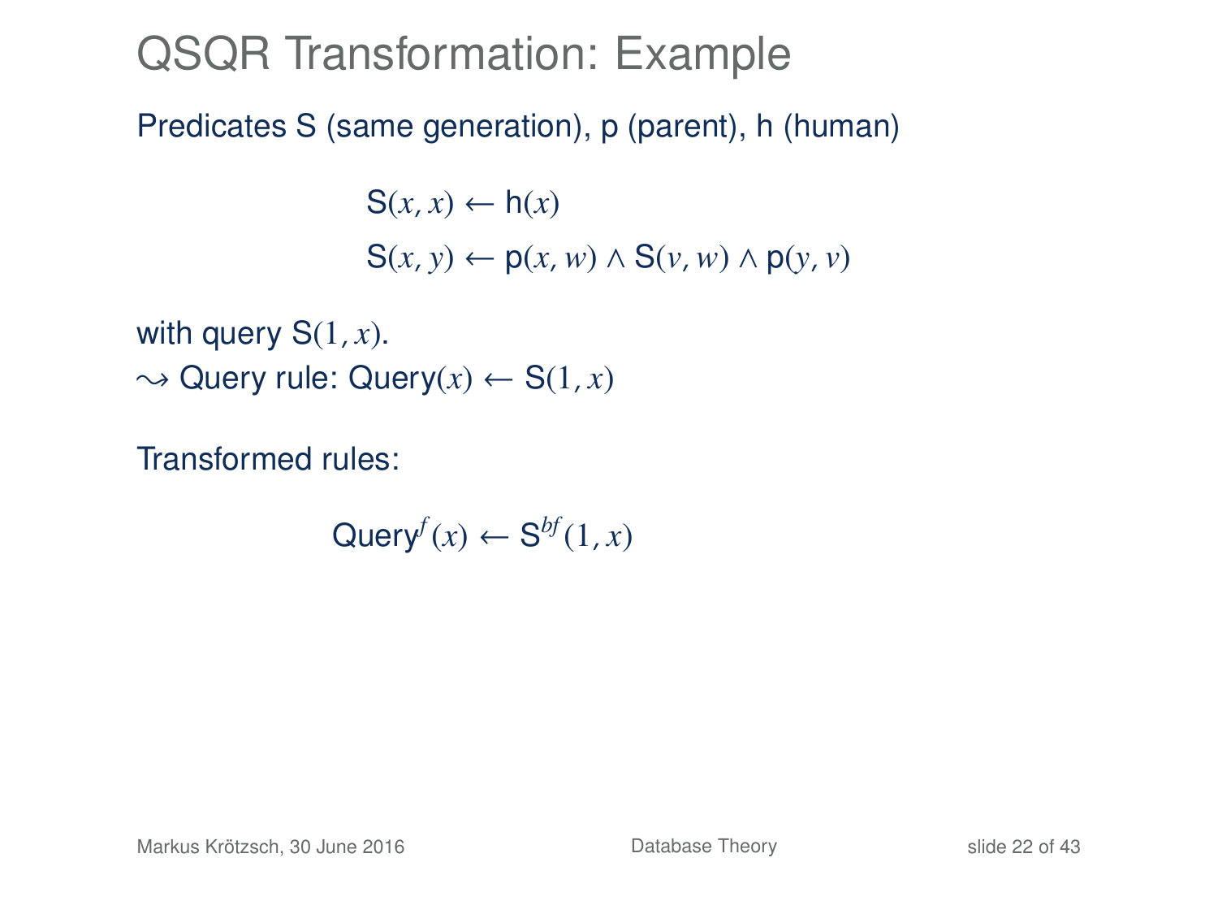# QSQR Transformation: Example

Predicates S (same generation), p (parent), h (human)

$$\mathsf{S}(x, x) \leftarrow \mathsf{h}(x)$$
$$\mathsf{S}(x, y) \leftarrow \mathsf{p}(x, w) \wedge \mathsf{S}(v, w) \wedge \mathsf{p}(y, v)$$

with query $\mathsf{S}(1, x)$.
$\leadsto$ Query rule: $\mathsf{Query}(x) \leftarrow \mathsf{S}(1, x)$

Transformed rules:

$$\mathsf{Query}^{f}(x) \leftarrow \mathsf{S}^{bf}(1, x)$$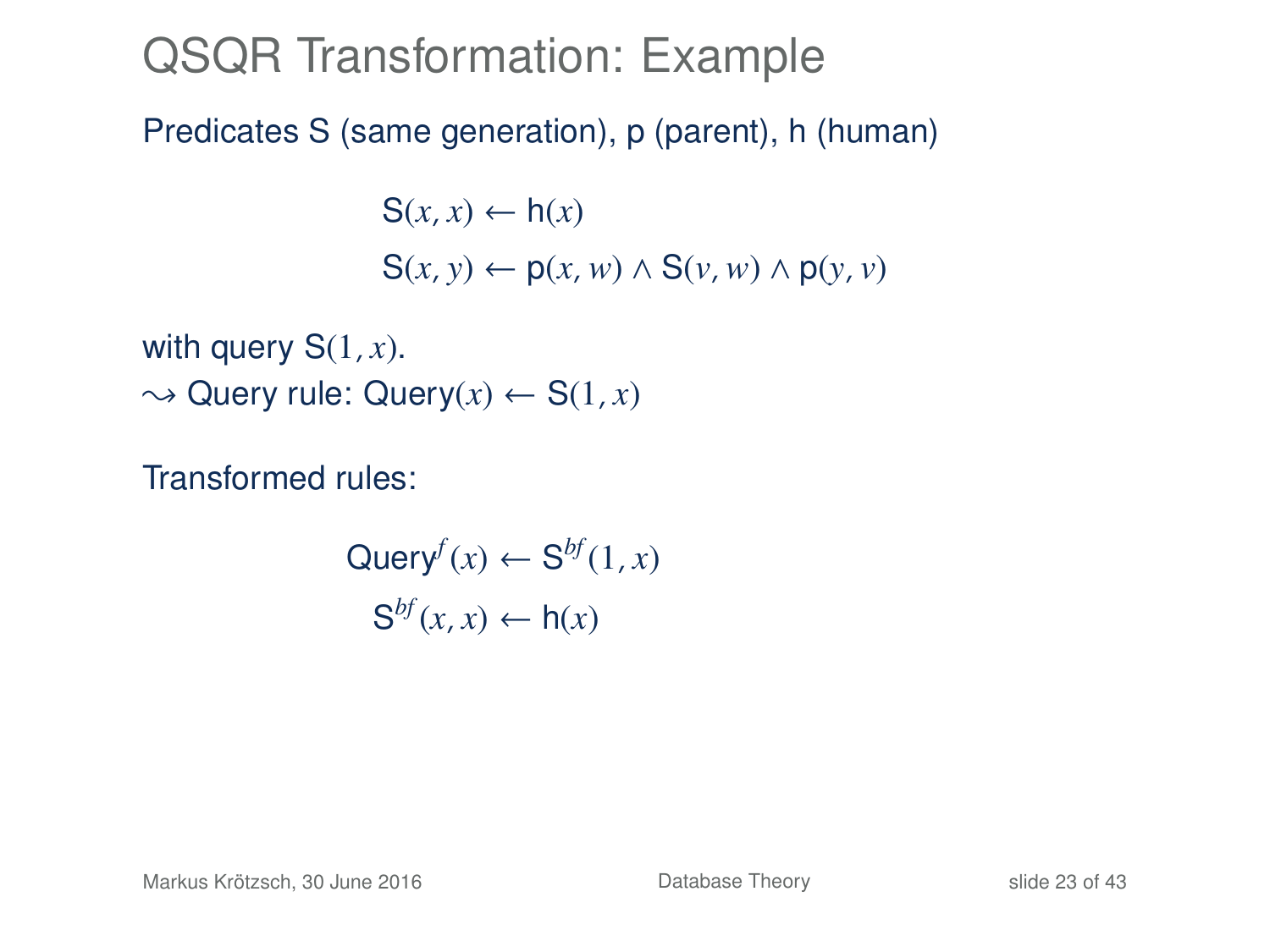# QSQR Transformation: Example

Predicates S (same generation), p (parent), h (human)

$$\mathsf{S}(x, x) \leftarrow \mathsf{h}(x)$$

$$\mathsf{S}(x, y) \leftarrow \mathsf{p}(x, w) \wedge \mathsf{S}(v, w) \wedge \mathsf{p}(y, v)$$

with query $\mathsf{S}(1, x)$.
$\leadsto$ Query rule: $\mathsf{Query}(x) \leftarrow \mathsf{S}(1, x)$

Transformed rules:

$$\mathsf{Query}^{f}(x) \leftarrow \mathsf{S}^{bf}(1, x)$$

$$\mathsf{S}^{bf}(x, x) \leftarrow \mathsf{h}(x)$$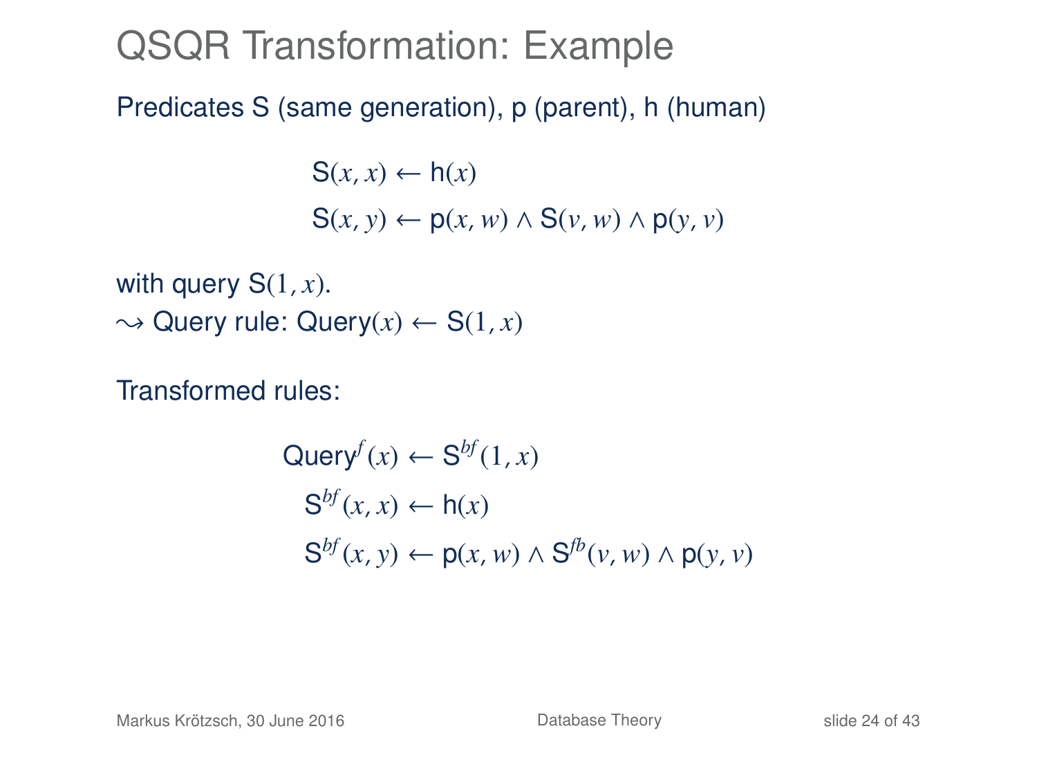# QSQR Transformation: Example

Predicates S (same generation), p (parent), h (human)

$$\mathsf{S}(x, x) \leftarrow \mathsf{h}(x)$$
$$\mathsf{S}(x, y) \leftarrow \mathsf{p}(x, w) \wedge \mathsf{S}(v, w) \wedge \mathsf{p}(y, v)$$

with query $\mathsf{S}(1, x)$.
$\rightsquigarrow$ Query rule: $\mathsf{Query}(x) \leftarrow \mathsf{S}(1, x)$

Transformed rules:

$$\mathsf{Query}^{f}(x) \leftarrow \mathsf{S}^{bf}(1, x)$$
$$\mathsf{S}^{bf}(x, x) \leftarrow \mathsf{h}(x)$$
$$\mathsf{S}^{bf}(x, y) \leftarrow \mathsf{p}(x, w) \wedge \mathsf{S}^{fb}(v, w) \wedge \mathsf{p}(y, v)$$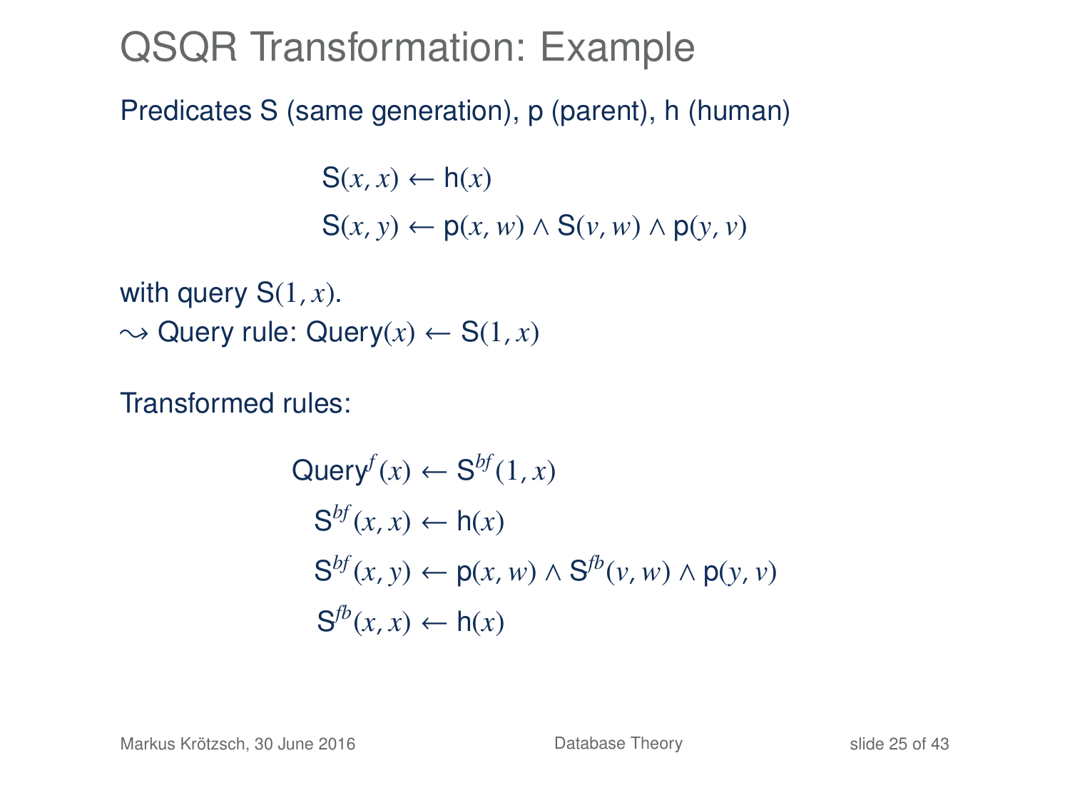# QSQR Transformation: Example

Predicates S (same generation), p (parent), h (human)

$$\mathsf{S}(x, x) \leftarrow \mathsf{h}(x)$$

$$\mathsf{S}(x, y) \leftarrow \mathsf{p}(x, w) \wedge \mathsf{S}(v, w) \wedge \mathsf{p}(y, v)$$

with query $\mathsf{S}(1, x)$.

$\rightsquigarrow$ Query rule: $\mathsf{Query}(x) \leftarrow \mathsf{S}(1, x)$

Transformed rules:

$$\mathsf{Query}^{f}(x) \leftarrow \mathsf{S}^{bf}(1, x)$$

$$\mathsf{S}^{bf}(x, x) \leftarrow \mathsf{h}(x)$$

$$\mathsf{S}^{bf}(x, y) \leftarrow \mathsf{p}(x, w) \wedge \mathsf{S}^{fb}(v, w) \wedge \mathsf{p}(y, v)$$

$$\mathsf{S}^{fb}(x, x) \leftarrow \mathsf{h}(x)$$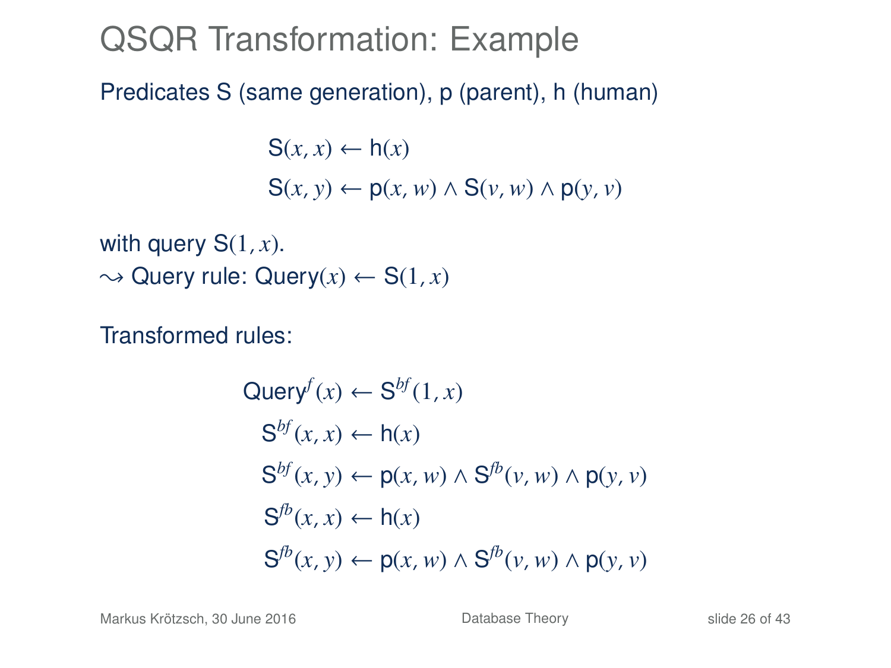# QSQR Transformation: Example

Predicates S (same generation), p (parent), h (human)

$$
\begin{aligned}
\mathsf{S}(x, x) &\leftarrow \mathsf{h}(x) \\
\mathsf{S}(x, y) &\leftarrow \mathsf{p}(x, w) \wedge \mathsf{S}(v, w) \wedge \mathsf{p}(y, v)
\end{aligned}
$$

with query $\mathsf{S}(1, x)$.
$\rightsquigarrow$ Query rule: $\mathsf{Query}(x) \leftarrow \mathsf{S}(1, x)$

Transformed rules:

$$
\begin{aligned}
\mathsf{Query}^{f}(x) &\leftarrow \mathsf{S}^{bf}(1, x) \\
\mathsf{S}^{bf}(x, x) &\leftarrow \mathsf{h}(x) \\
\mathsf{S}^{bf}(x, y) &\leftarrow \mathsf{p}(x, w) \wedge \mathsf{S}^{fb}(v, w) \wedge \mathsf{p}(y, v) \\
\mathsf{S}^{fb}(x, x) &\leftarrow \mathsf{h}(x) \\
\mathsf{S}^{fb}(x, y) &\leftarrow \mathsf{p}(x, w) \wedge \mathsf{S}^{fb}(v, w) \wedge \mathsf{p}(y, v)
\end{aligned}
$$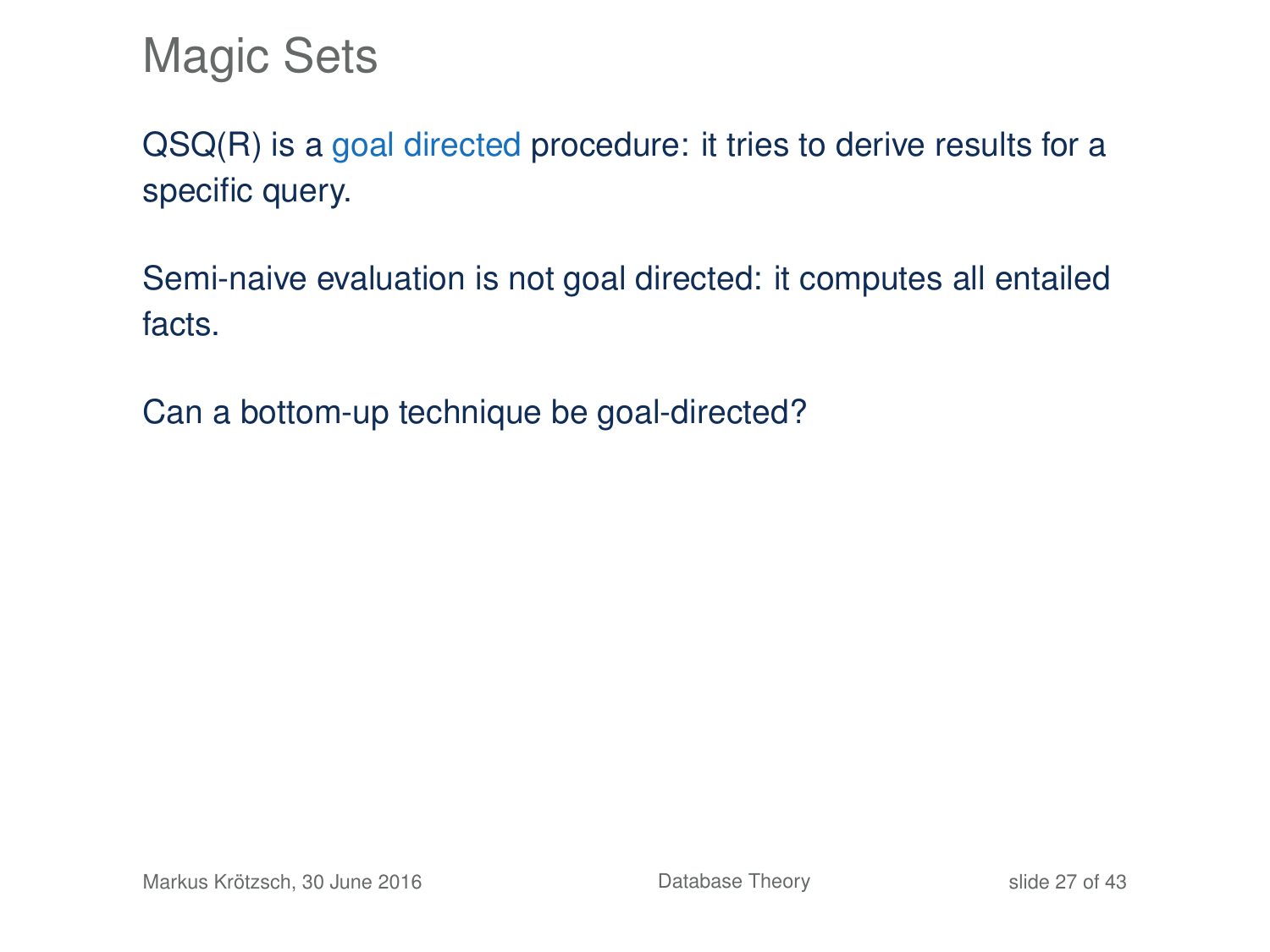# Magic Sets

QSQ(R) is a goal directed procedure: it tries to derive results for a specific query.

Semi-naive evaluation is not goal directed: it computes all entailed facts.

Can a bottom-up technique be goal-directed?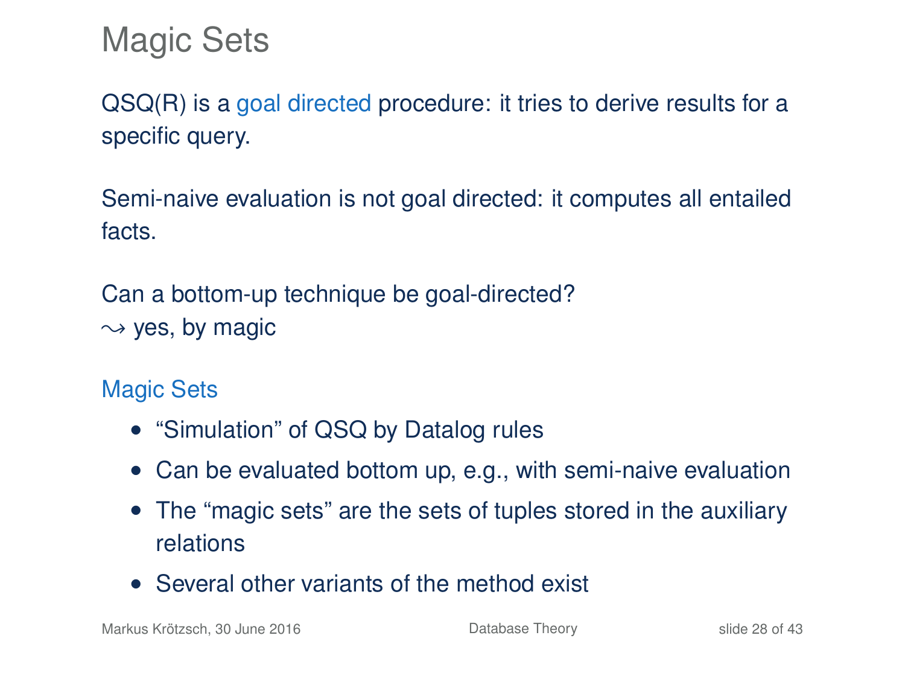# Magic Sets

QSQ(R) is a goal directed procedure: it tries to derive results for a specific query.

Semi-naive evaluation is not goal directed: it computes all entailed facts.

Can a bottom-up technique be goal-directed?
$\rightsquigarrow$ yes, by magic

Magic Sets

- "Simulation" of QSQ by Datalog rules
- Can be evaluated bottom up, e.g., with semi-naive evaluation
- The "magic sets" are the sets of tuples stored in the auxiliary relations
- Several other variants of the method exist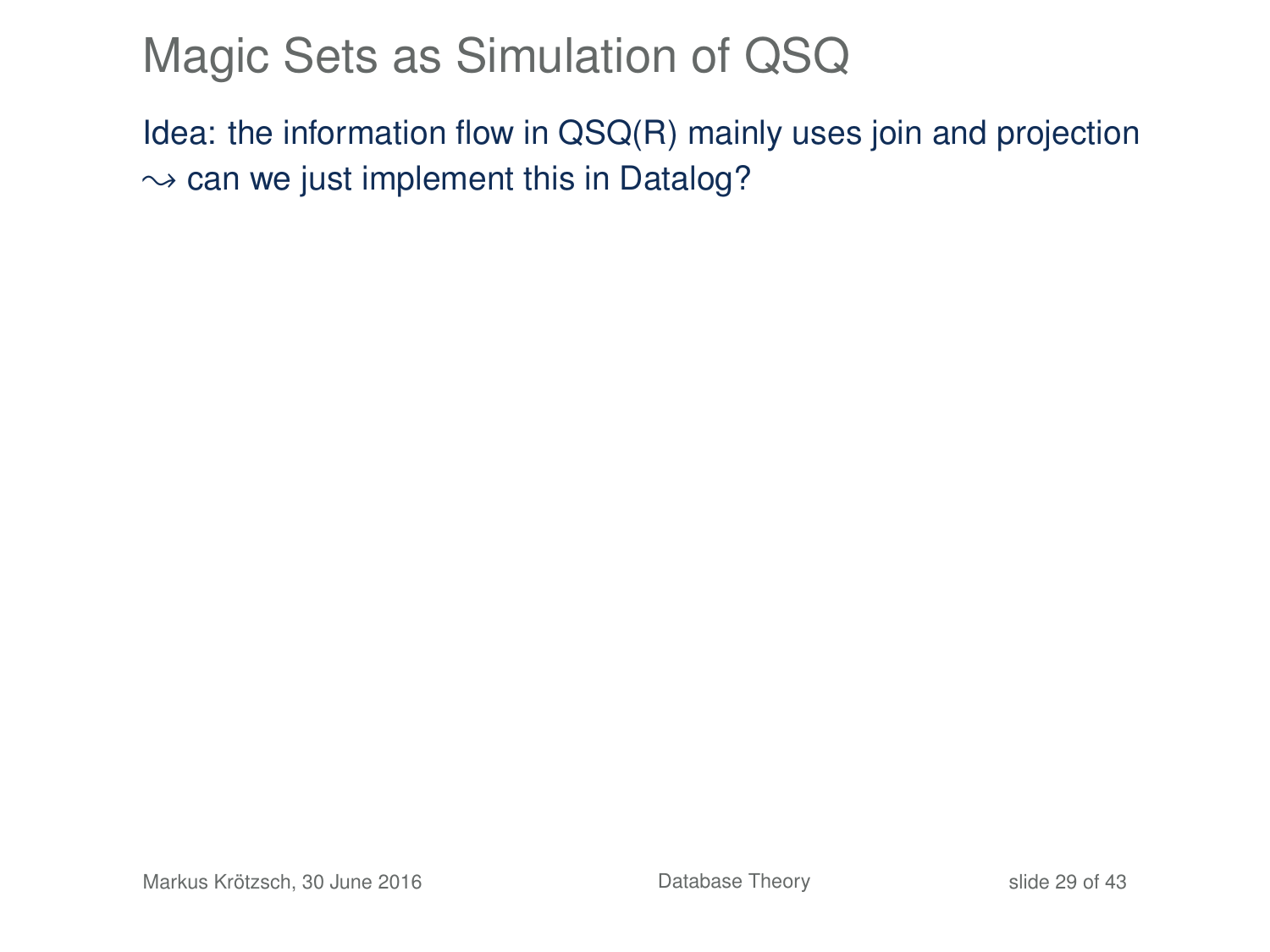# Magic Sets as Simulation of QSQ

Idea: the information flow in QSQ(R) mainly uses join and projection
$\rightsquigarrow$ can we just implement this in Datalog?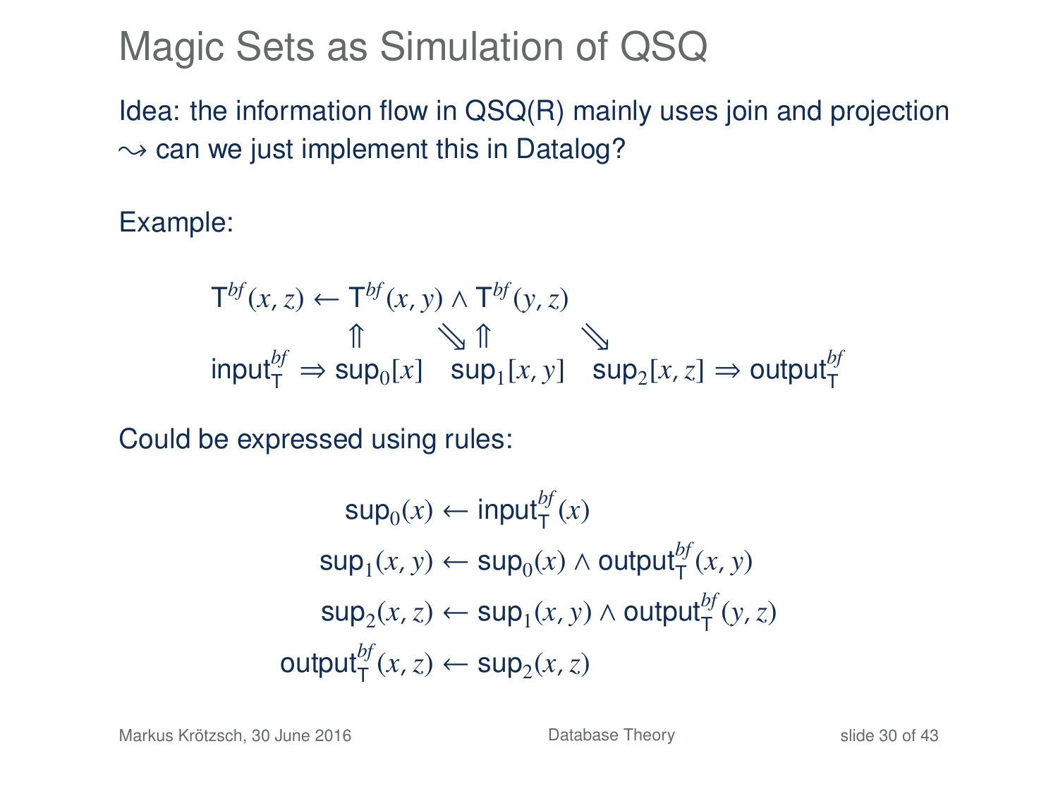# Magic Sets as Simulation of QSQ

Idea: the information flow in QSQ(R) mainly uses join and projection
$\leadsto$ can we just implement this in Datalog?

Example:

$$\begin{array}{l}
\mathsf{T}^{bf}(x,z) \leftarrow \mathsf{T}^{bf}(x,y) \wedge \mathsf{T}^{bf}(y,z) \\
\qquad\qquad\quad \Uparrow \qquad\quad \searrow \Uparrow \qquad\quad \searrow \\
\mathsf{input}^{bf}_{\mathsf{T}} \Rightarrow \mathsf{sup}_0[x] \quad \mathsf{sup}_1[x,y] \quad \mathsf{sup}_2[x,z] \Rightarrow \mathsf{output}^{bf}_{\mathsf{T}}
\end{array}$$

Could be expressed using rules:

$$\begin{aligned}
\mathsf{sup}_0(x) &\leftarrow \mathsf{input}^{bf}_{\mathsf{T}}(x) \\
\mathsf{sup}_1(x,y) &\leftarrow \mathsf{sup}_0(x) \wedge \mathsf{output}^{bf}_{\mathsf{T}}(x,y) \\
\mathsf{sup}_2(x,z) &\leftarrow \mathsf{sup}_1(x,y) \wedge \mathsf{output}^{bf}_{\mathsf{T}}(y,z) \\
\mathsf{output}^{bf}_{\mathsf{T}}(x,z) &\leftarrow \mathsf{sup}_2(x,z)
\end{aligned}$$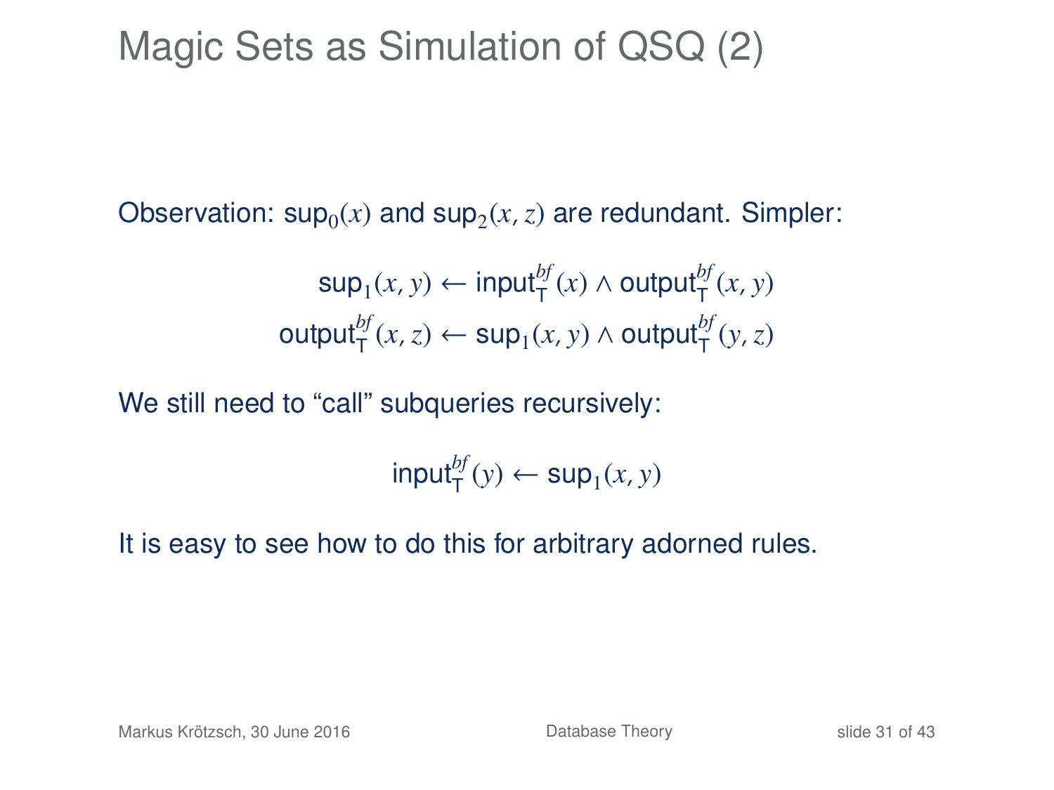# Magic Sets as Simulation of QSQ (2)

Observation: $\mathsf{sup}_0(x)$ and $\mathsf{sup}_2(x, z)$ are redundant. Simpler:

$$\mathsf{sup}_1(x, y) \leftarrow \mathsf{input}_{\mathsf{T}}^{bf}(x) \wedge \mathsf{output}_{\mathsf{T}}^{bf}(x, y)$$

$$\mathsf{output}_{\mathsf{T}}^{bf}(x, z) \leftarrow \mathsf{sup}_1(x, y) \wedge \mathsf{output}_{\mathsf{T}}^{bf}(y, z)$$

We still need to "call" subqueries recursively:

$$\mathsf{input}_{\mathsf{T}}^{bf}(y) \leftarrow \mathsf{sup}_1(x, y)$$

It is easy to see how to do this for arbitrary adorned rules.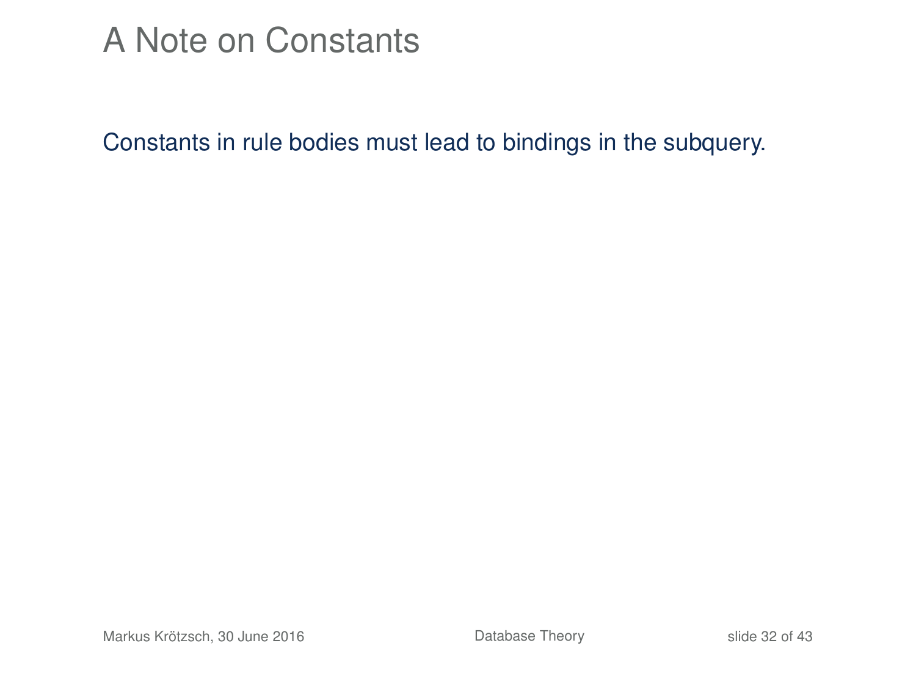# A Note on Constants

Constants in rule bodies must lead to bindings in the subquery.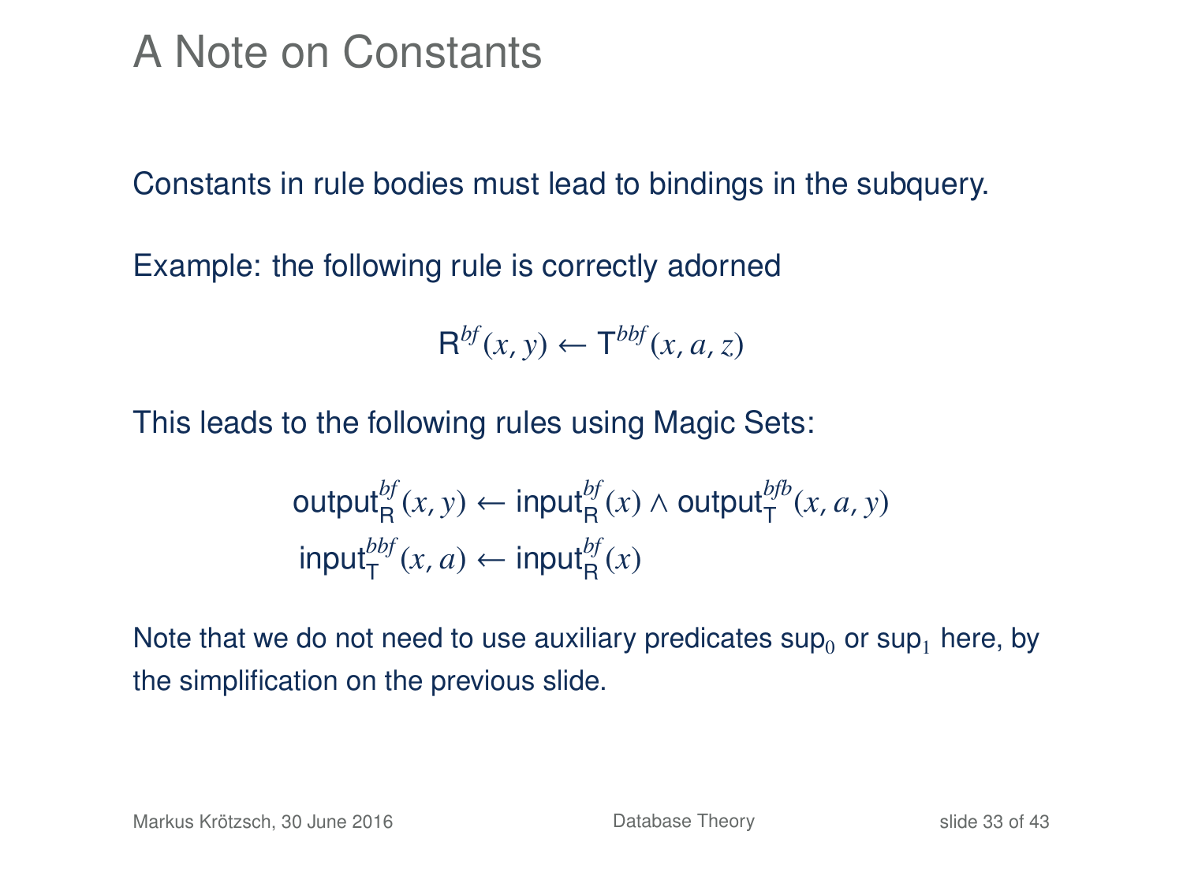# A Note on Constants

Constants in rule bodies must lead to bindings in the subquery.

Example: the following rule is correctly adorned

$$\mathsf{R}^{bf}(x, y) \leftarrow \mathsf{T}^{bbf}(x, a, z)$$

This leads to the following rules using Magic Sets:

$$\mathsf{output}_{\mathsf{R}}^{bf}(x, y) \leftarrow \mathsf{input}_{\mathsf{R}}^{bf}(x) \wedge \mathsf{output}_{\mathsf{T}}^{bfb}(x, a, y)$$
$$\mathsf{input}_{\mathsf{T}}^{bbf}(x, a) \leftarrow \mathsf{input}_{\mathsf{R}}^{bf}(x)$$

Note that we do not need to use auxiliary predicates $\mathsf{sup}_0$ or $\mathsf{sup}_1$ here, by the simplification on the previous slide.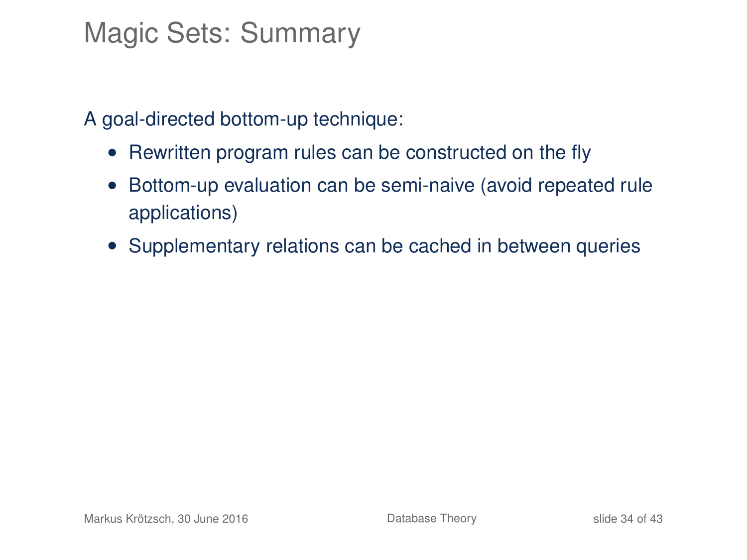# Magic Sets: Summary

A goal-directed bottom-up technique:

- Rewritten program rules can be constructed on the fly
- Bottom-up evaluation can be semi-naive (avoid repeated rule applications)
- Supplementary relations can be cached in between queries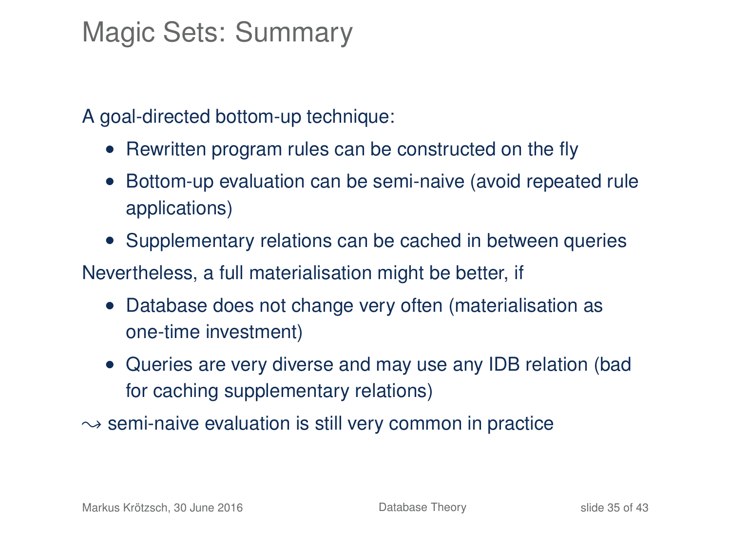# Magic Sets: Summary

A goal-directed bottom-up technique:

- Rewritten program rules can be constructed on the fly
- Bottom-up evaluation can be semi-naive (avoid repeated rule applications)
- Supplementary relations can be cached in between queries

Nevertheless, a full materialisation might be better, if

- Database does not change very often (materialisation as one-time investment)
- Queries are very diverse and may use any IDB relation (bad for caching supplementary relations)

$\leadsto$ semi-naive evaluation is still very common in practice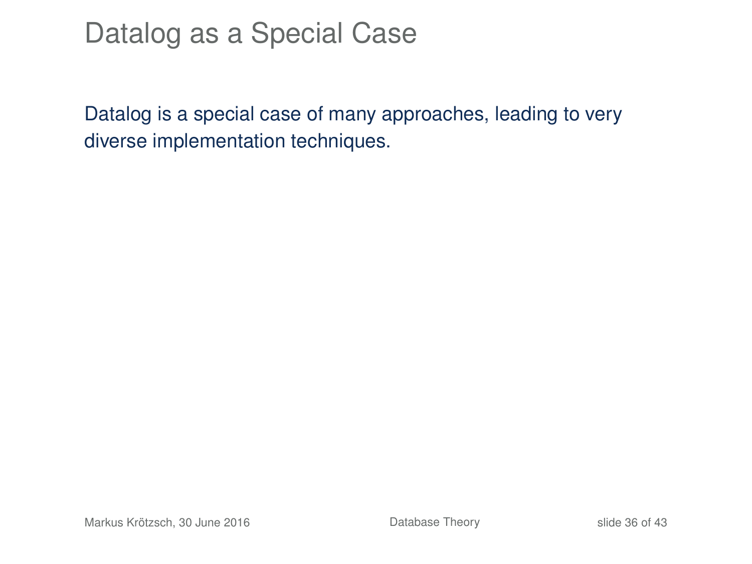# Datalog as a Special Case

Datalog is a special case of many approaches, leading to very diverse implementation techniques.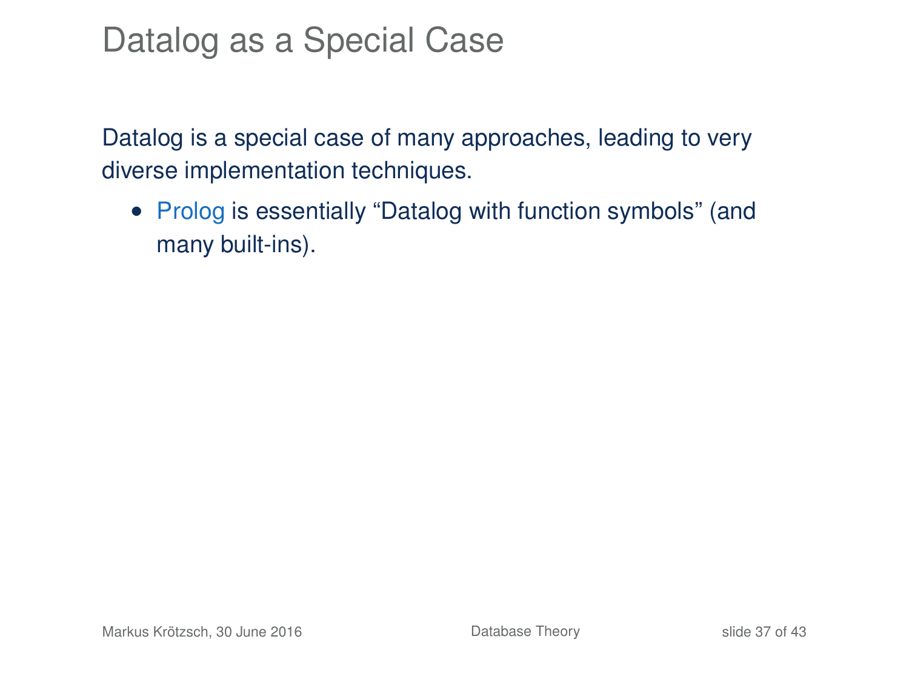# Datalog as a Special Case

Datalog is a special case of many approaches, leading to very diverse implementation techniques.

- Prolog is essentially “Datalog with function symbols” (and many built-ins).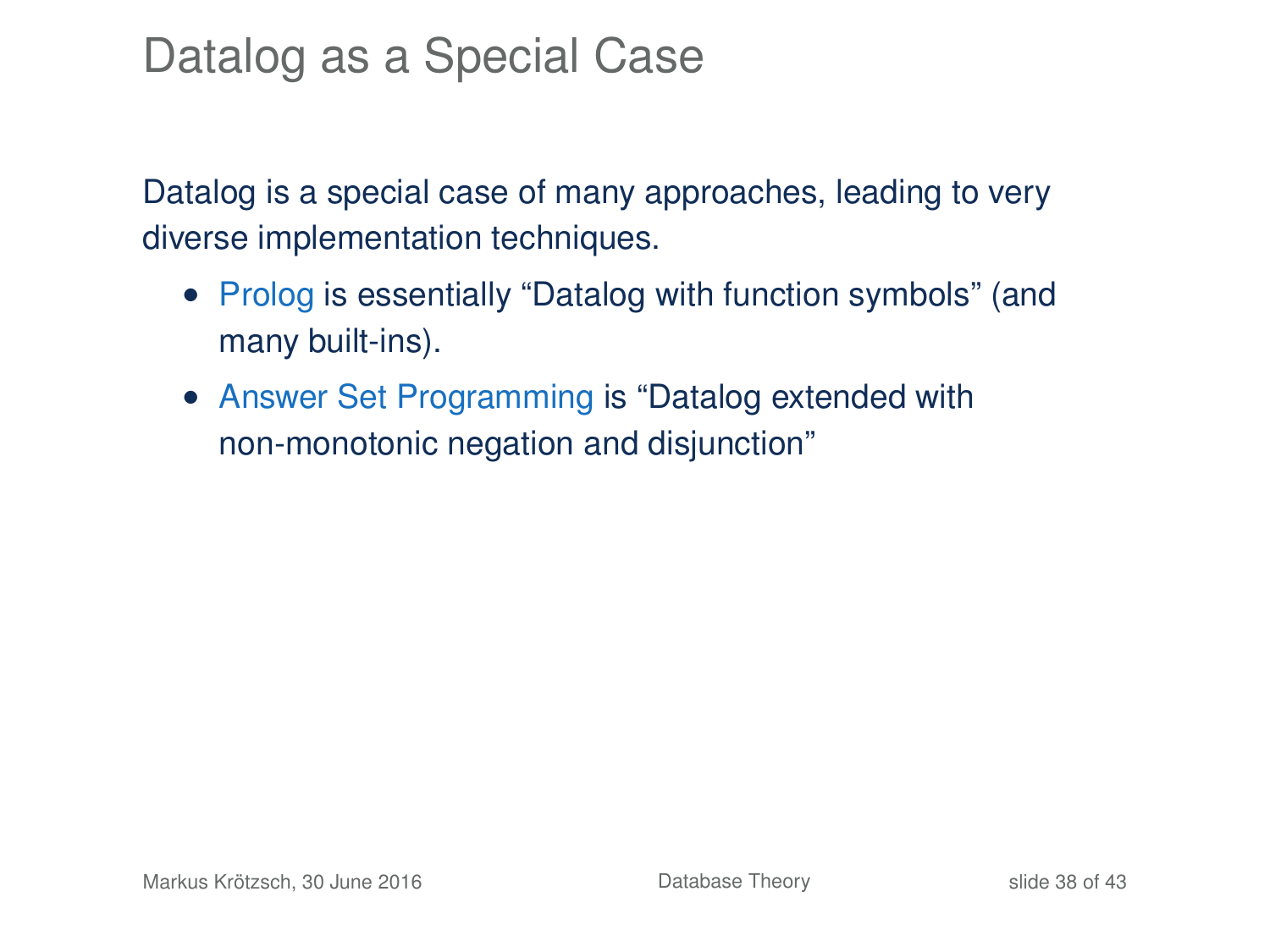# Datalog as a Special Case

Datalog is a special case of many approaches, leading to very diverse implementation techniques.

- Prolog is essentially “Datalog with function symbols” (and many built-ins).
- Answer Set Programming is “Datalog extended with non-monotonic negation and disjunction”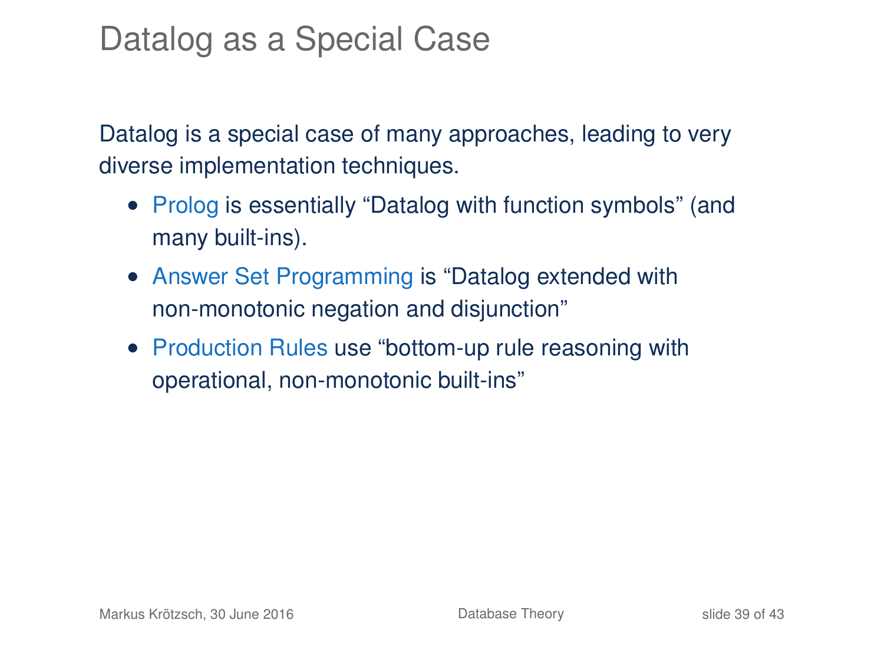# Datalog as a Special Case

Datalog is a special case of many approaches, leading to very diverse implementation techniques.

- Prolog is essentially “Datalog with function symbols” (and many built-ins).
- Answer Set Programming is “Datalog extended with non-monotonic negation and disjunction”
- Production Rules use “bottom-up rule reasoning with operational, non-monotonic built-ins”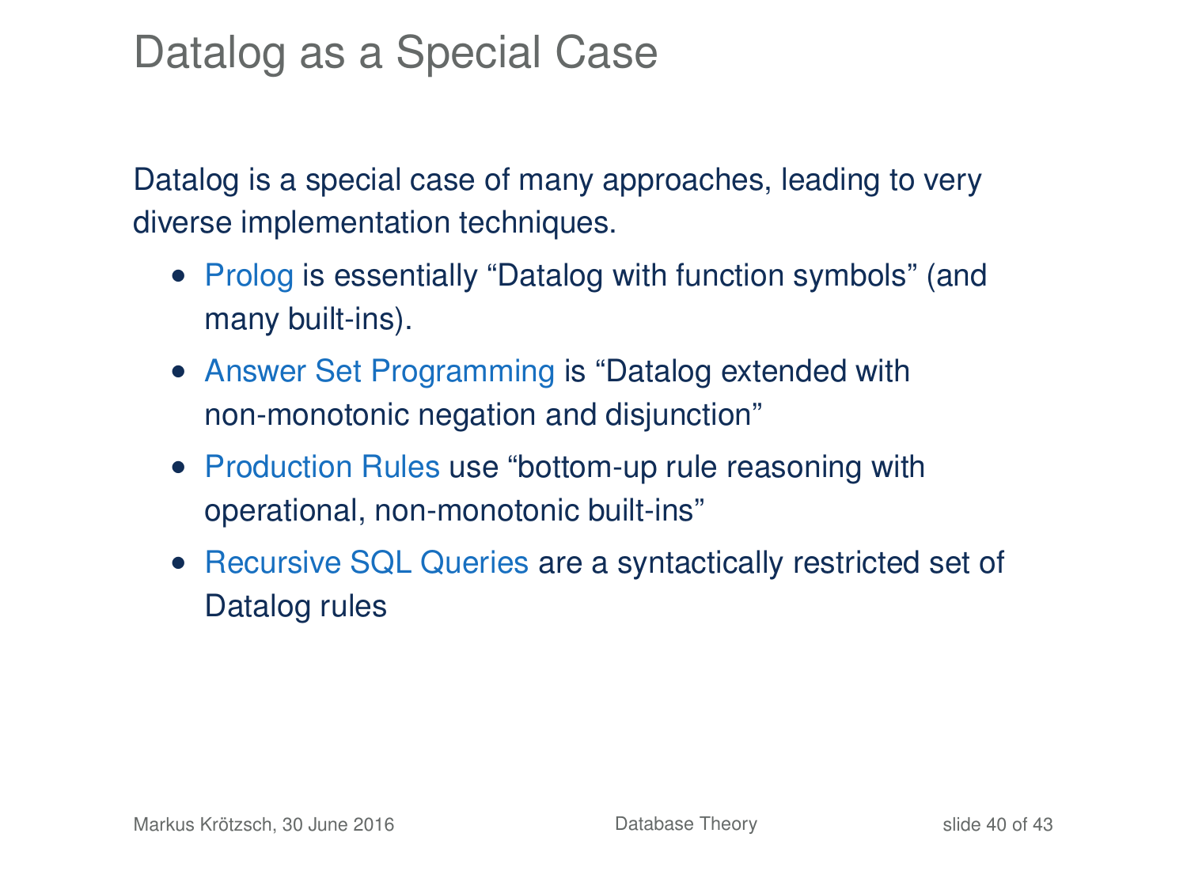# Datalog as a Special Case

Datalog is a special case of many approaches, leading to very diverse implementation techniques.

- Prolog is essentially "Datalog with function symbols" (and many built-ins).
- Answer Set Programming is "Datalog extended with non-monotonic negation and disjunction"
- Production Rules use "bottom-up rule reasoning with operational, non-monotonic built-ins"
- Recursive SQL Queries are a syntactically restricted set of Datalog rules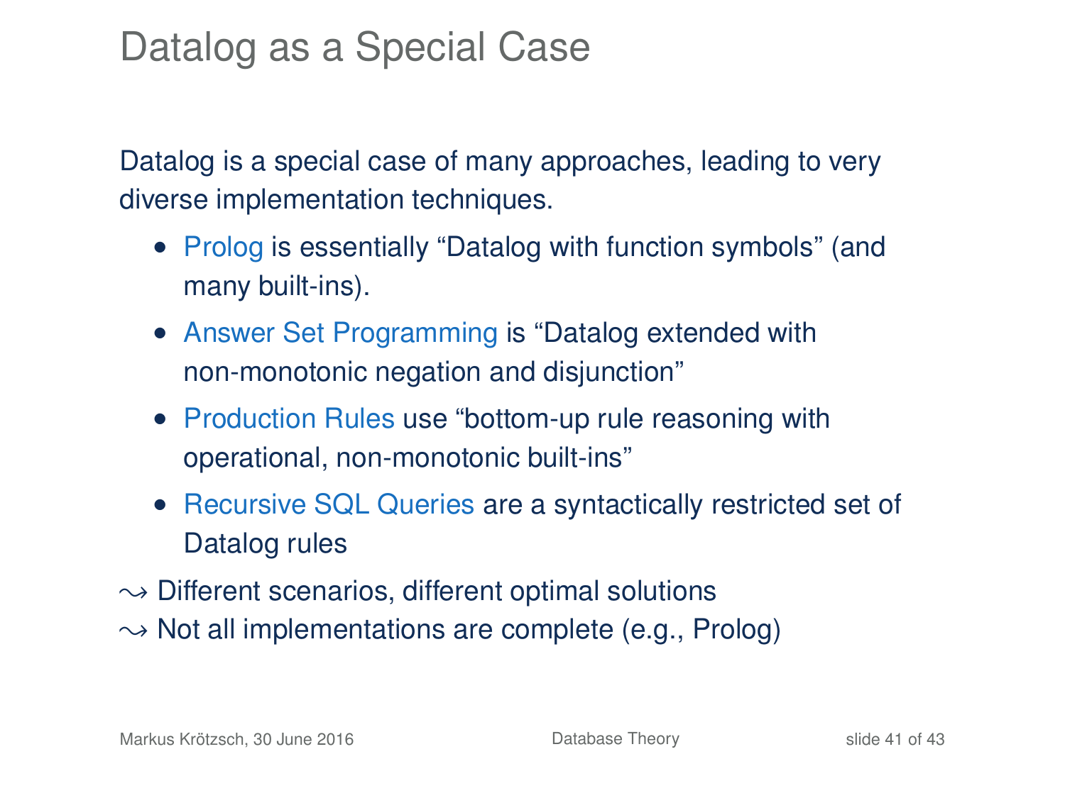# Datalog as a Special Case

Datalog is a special case of many approaches, leading to very diverse implementation techniques.

- Prolog is essentially “Datalog with function symbols” (and many built-ins).
- Answer Set Programming is “Datalog extended with non-monotonic negation and disjunction”
- Production Rules use “bottom-up rule reasoning with operational, non-monotonic built-ins”
- Recursive SQL Queries are a syntactically restricted set of Datalog rules

$\leadsto$ Different scenarios, different optimal solutions

$\leadsto$ Not all implementations are complete (e.g., Prolog)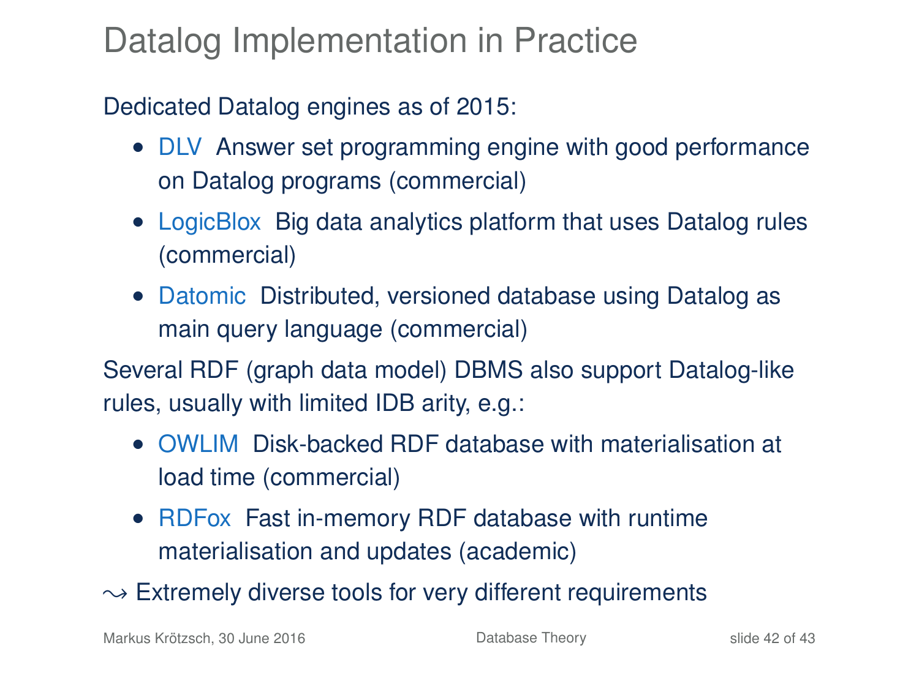# Datalog Implementation in Practice

Dedicated Datalog engines as of 2015:

- DLV Answer set programming engine with good performance on Datalog programs (commercial)
- LogicBlox Big data analytics platform that uses Datalog rules (commercial)
- Datomic Distributed, versioned database using Datalog as main query language (commercial)

Several RDF (graph data model) DBMS also support Datalog-like rules, usually with limited IDB arity, e.g.:

- OWLIM Disk-backed RDF database with materialisation at load time (commercial)
- RDFox Fast in-memory RDF database with runtime materialisation and updates (academic)

$\leadsto$ Extremely diverse tools for very different requirements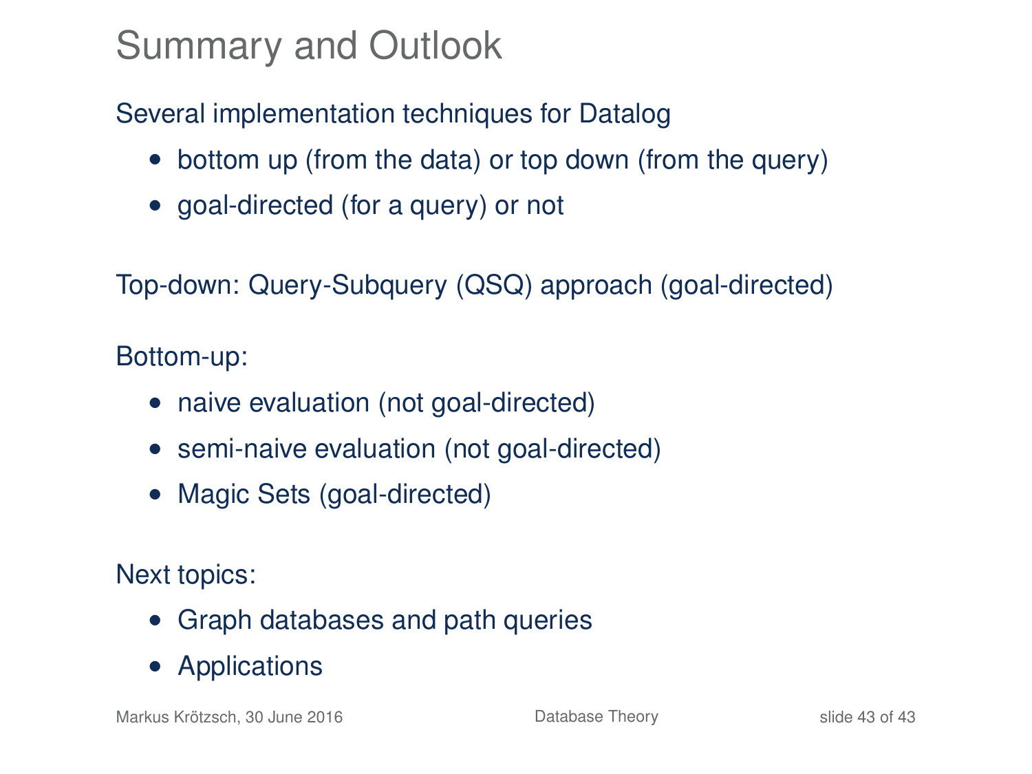# Summary and Outlook

Several implementation techniques for Datalog

- bottom up (from the data) or top down (from the query)
- goal-directed (for a query) or not

Top-down: Query-Subquery (QSQ) approach (goal-directed)

Bottom-up:

- naive evaluation (not goal-directed)
- semi-naive evaluation (not goal-directed)
- Magic Sets (goal-directed)

Next topics:

- Graph databases and path queries
- Applications